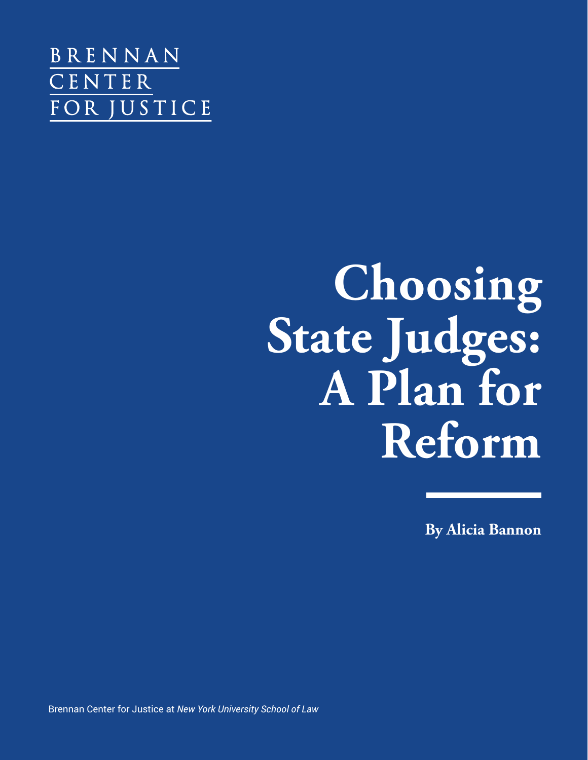BRENNAN
CENTER
FOR JUSTICE

# Choosing State Judges: A Plan for Reform

**By Alicia Bannon**

Brennan Center for Justice at *New York University School of Law*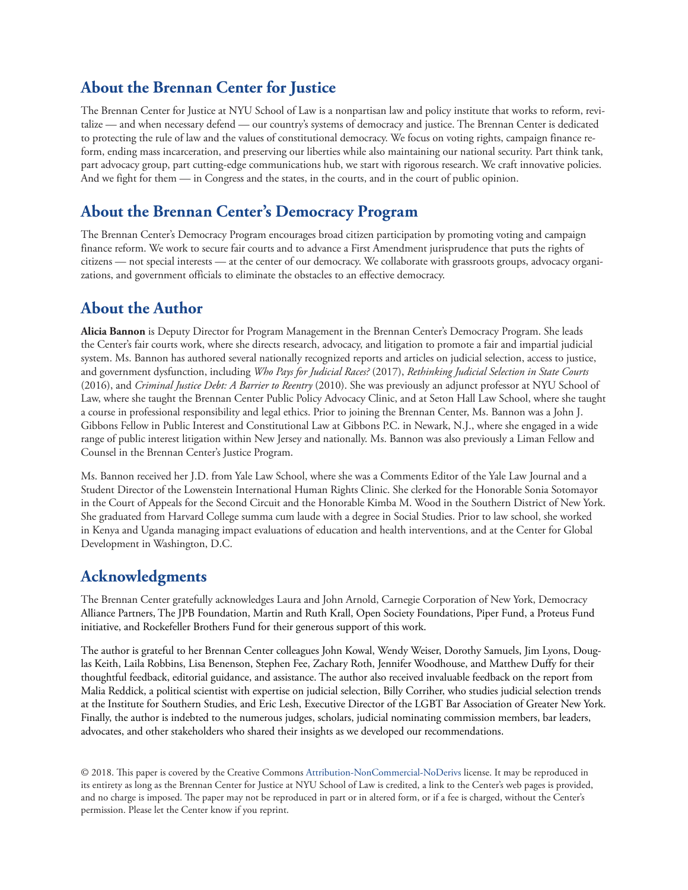## About the Brennan Center for Justice

The Brennan Center for Justice at NYU School of Law is a nonpartisan law and policy institute that works to reform, revitalize — and when necessary defend — our country's systems of democracy and justice. The Brennan Center is dedicated to protecting the rule of law and the values of constitutional democracy. We focus on voting rights, campaign finance reform, ending mass incarceration, and preserving our liberties while also maintaining our national security. Part think tank, part advocacy group, part cutting-edge communications hub, we start with rigorous research. We craft innovative policies. And we fight for them — in Congress and the states, in the courts, and in the court of public opinion.

## About the Brennan Center's Democracy Program

The Brennan Center's Democracy Program encourages broad citizen participation by promoting voting and campaign finance reform. We work to secure fair courts and to advance a First Amendment jurisprudence that puts the rights of citizens — not special interests — at the center of our democracy. We collaborate with grassroots groups, advocacy organizations, and government officials to eliminate the obstacles to an effective democracy.

## About the Author

**Alicia Bannon** is Deputy Director for Program Management in the Brennan Center's Democracy Program. She leads the Center's fair courts work, where she directs research, advocacy, and litigation to promote a fair and impartial judicial system. Ms. Bannon has authored several nationally recognized reports and articles on judicial selection, access to justice, and government dysfunction, including *Who Pays for Judicial Races?* (2017), *Rethinking Judicial Selection in State Courts* (2016), and *Criminal Justice Debt: A Barrier to Reentry* (2010). She was previously an adjunct professor at NYU School of Law, where she taught the Brennan Center Public Policy Advocacy Clinic, and at Seton Hall Law School, where she taught a course in professional responsibility and legal ethics. Prior to joining the Brennan Center, Ms. Bannon was a John J. Gibbons Fellow in Public Interest and Constitutional Law at Gibbons P.C. in Newark, N.J., where she engaged in a wide range of public interest litigation within New Jersey and nationally. Ms. Bannon was also previously a Liman Fellow and Counsel in the Brennan Center's Justice Program.

Ms. Bannon received her J.D. from Yale Law School, where she was a Comments Editor of the Yale Law Journal and a Student Director of the Lowenstein International Human Rights Clinic. She clerked for the Honorable Sonia Sotomayor in the Court of Appeals for the Second Circuit and the Honorable Kimba M. Wood in the Southern District of New York. She graduated from Harvard College summa cum laude with a degree in Social Studies. Prior to law school, she worked in Kenya and Uganda managing impact evaluations of education and health interventions, and at the Center for Global Development in Washington, D.C.

## Acknowledgments

The Brennan Center gratefully acknowledges Laura and John Arnold, Carnegie Corporation of New York, Democracy Alliance Partners, The JPB Foundation, Martin and Ruth Krall, Open Society Foundations, Piper Fund, a Proteus Fund initiative, and Rockefeller Brothers Fund for their generous support of this work.

The author is grateful to her Brennan Center colleagues John Kowal, Wendy Weiser, Dorothy Samuels, Jim Lyons, Douglas Keith, Laila Robbins, Lisa Benenson, Stephen Fee, Zachary Roth, Jennifer Woodhouse, and Matthew Duffy for their thoughtful feedback, editorial guidance, and assistance. The author also received invaluable feedback on the report from Malia Reddick, a political scientist with expertise on judicial selection, Billy Corriher, who studies judicial selection trends at the Institute for Southern Studies, and Eric Lesh, Executive Director of the LGBT Bar Association of Greater New York. Finally, the author is indebted to the numerous judges, scholars, judicial nominating commission members, bar leaders, advocates, and other stakeholders who shared their insights as we developed our recommendations.

© 2018. This paper is covered by the Creative Commons Attribution-NonCommercial-NoDerivs license. It may be reproduced in its entirety as long as the Brennan Center for Justice at NYU School of Law is credited, a link to the Center's web pages is provided, and no charge is imposed. The paper may not be reproduced in part or in altered form, or if a fee is charged, without the Center's permission. Please let the Center know if you reprint.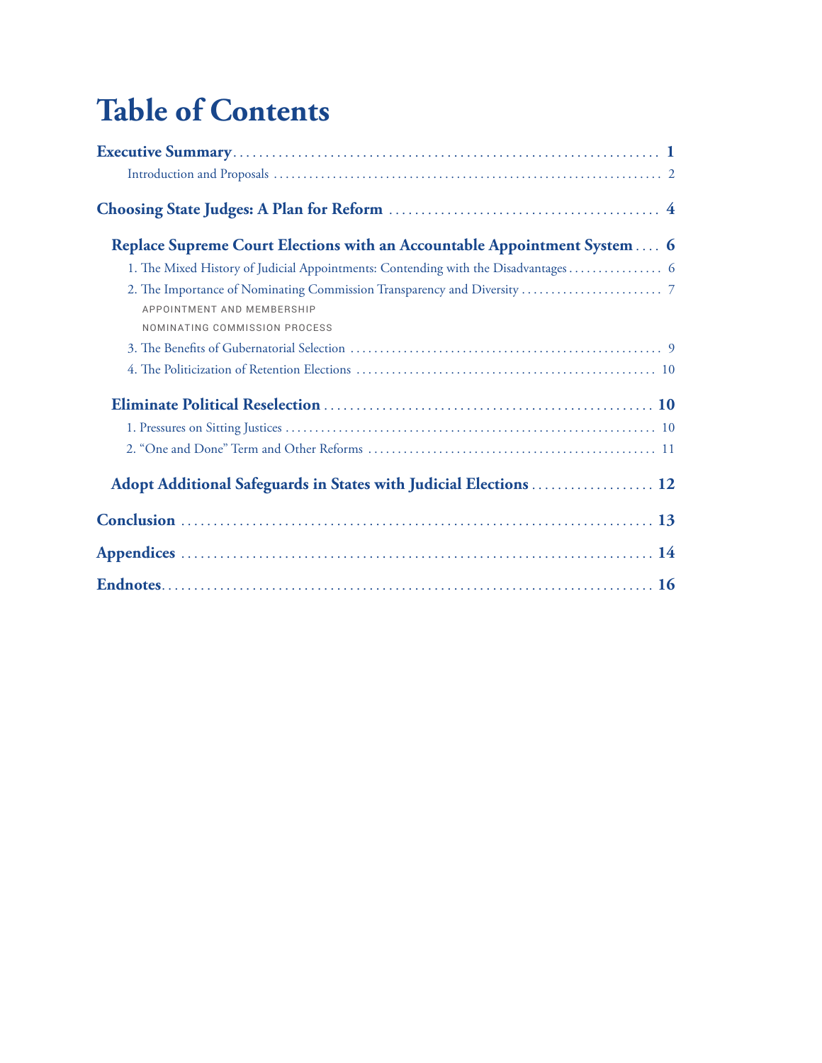# Table of Contents

**Executive Summary** ........ **1**

Introduction and Proposals ........ 2

**Choosing State Judges: A Plan for Reform** ........ **4**

**Replace Supreme Court Elections with an Accountable Appointment System** ........ **6**

1. The Mixed History of Judicial Appointments: Contending with the Disadvantages ........ 6
2. The Importance of Nominating Commission Transparency and Diversity ........ 7

   APPOINTMENT AND MEMBERSHIP

   NOMINATING COMMISSION PROCESS

3. The Benefits of Gubernatorial Selection ........ 9
4. The Politicization of Retention Elections ........ 10

**Eliminate Political Reselection** ........ **10**

1. Pressures on Sitting Justices ........ 10
2. "One and Done" Term and Other Reforms ........ 11

**Adopt Additional Safeguards in States with Judicial Elections** ........ **12**

**Conclusion** ........ **13**

**Appendices** ........ **14**

**Endnotes** ........ **16**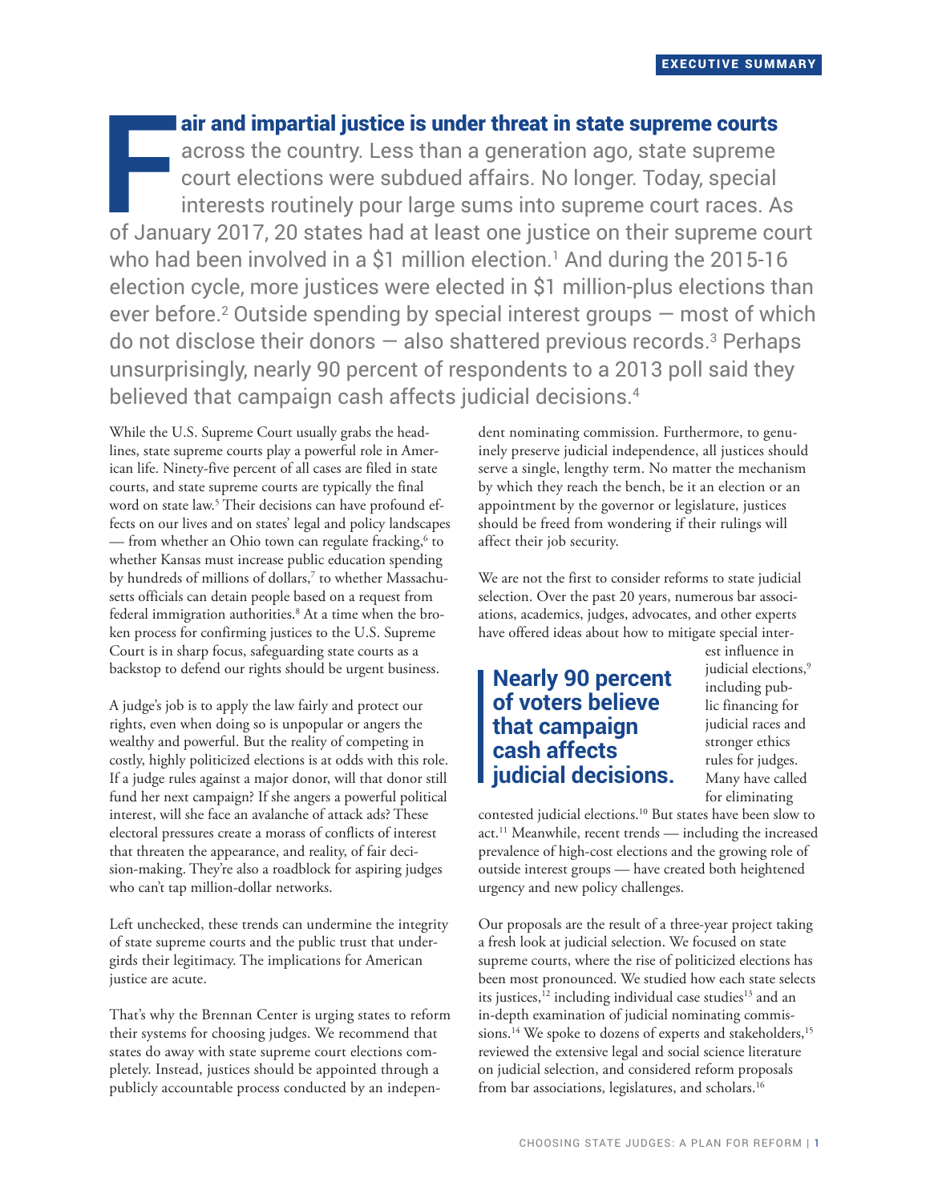**Fair and impartial justice is under threat in state supreme courts** across the country. Less than a generation ago, state supreme court elections were subdued affairs. No longer. Today, special interests routinely pour large sums into supreme court races. As of January 2017, 20 states had at least one justice on their supreme court who had been involved in a $1 million election.[1] And during the 2015-16 election cycle, more justices were elected in $1 million-plus elections than ever before.[2] Outside spending by special interest groups — most of which do not disclose their donors — also shattered previous records.[3] Perhaps unsurprisingly, nearly 90 percent of respondents to a 2013 poll said they believed that campaign cash affects judicial decisions.[4]

While the U.S. Supreme Court usually grabs the headlines, state supreme courts play a powerful role in American life. Ninety-five percent of all cases are filed in state courts, and state supreme courts are typically the final word on state law.[5] Their decisions can have profound effects on our lives and on states' legal and policy landscapes — from whether an Ohio town can regulate fracking,[6] to whether Kansas must increase public education spending by hundreds of millions of dollars,[7] to whether Massachusetts officials can detain people based on a request from federal immigration authorities.[8] At a time when the broken process for confirming justices to the U.S. Supreme Court is in sharp focus, safeguarding state courts as a backstop to defend our rights should be urgent business.

A judge's job is to apply the law fairly and protect our rights, even when doing so is unpopular or angers the wealthy and powerful. But the reality of competing in costly, highly politicized elections is at odds with this role. If a judge rules against a major donor, will that donor still fund her next campaign? If she angers a powerful political interest, will she face an avalanche of attack ads? These electoral pressures create a morass of conflicts of interest that threaten the appearance, and reality, of fair decision-making. They're also a roadblock for aspiring judges who can't tap million-dollar networks.

Left unchecked, these trends can undermine the integrity of state supreme courts and the public trust that undergirds their legitimacy. The implications for American justice are acute.

That's why the Brennan Center is urging states to reform their systems for choosing judges. We recommend that states do away with state supreme court elections completely. Instead, justices should be appointed through a publicly accountable process conducted by an independent nominating commission. Furthermore, to genuinely preserve judicial independence, all justices should serve a single, lengthy term. No matter the mechanism by which they reach the bench, be it an election or an appointment by the governor or legislature, justices should be freed from wondering if their rulings will affect their job security.

We are not the first to consider reforms to state judicial selection. Over the past 20 years, numerous bar associations, academics, judges, advocates, and other experts have offered ideas about how to mitigate special interest influence in judicial elections,[9] including public financing for judicial races and stronger ethics rules for judges. Many have called for eliminating contested judicial elections.[10] But states have been slow to act.[11] Meanwhile, recent trends — including the increased prevalence of high-cost elections and the growing role of outside interest groups — have created both heightened urgency and new policy challenges.

> **Nearly 90 percent of voters believe that campaign cash affects judicial decisions.**

Our proposals are the result of a three-year project taking a fresh look at judicial selection. We focused on state supreme courts, where the rise of politicized elections has been most pronounced. We studied how each state selects its justices,[12] including individual case studies[13] and an in-depth examination of judicial nominating commissions.[14] We spoke to dozens of experts and stakeholders,[15] reviewed the extensive legal and social science literature on judicial selection, and considered reform proposals from bar associations, legislatures, and scholars.[16]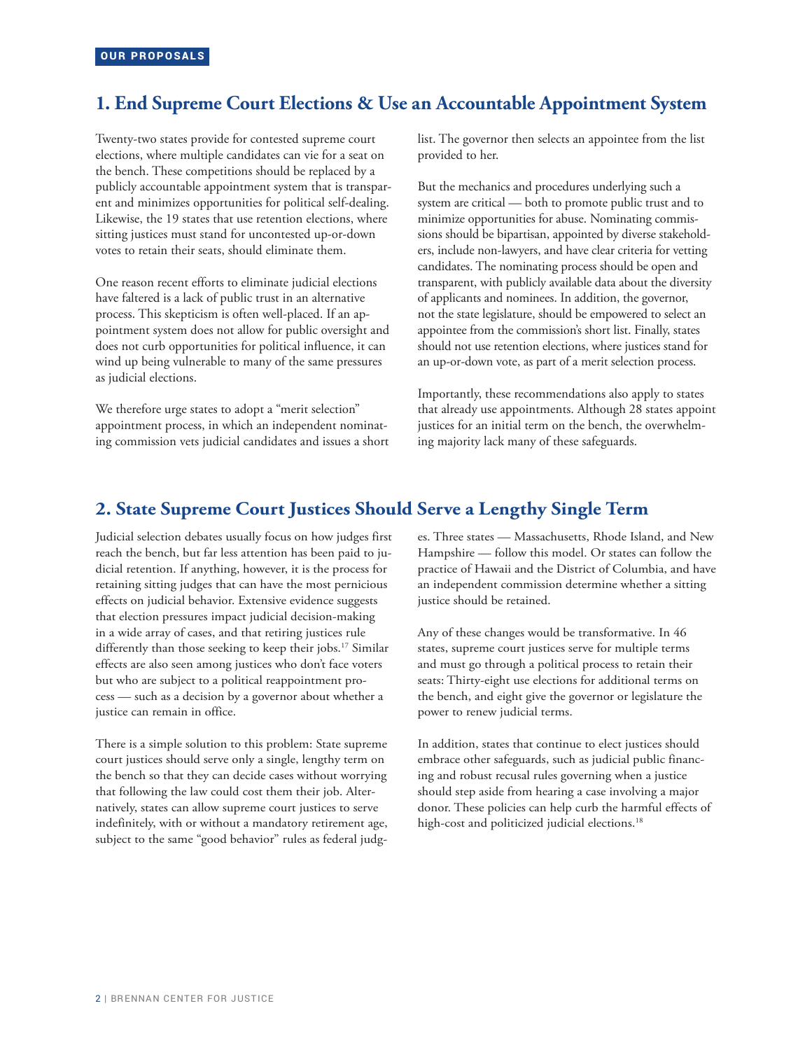OUR PROPOSALS

## 1. End Supreme Court Elections & Use an Accountable Appointment System

Twenty-two states provide for contested supreme court elections, where multiple candidates can vie for a seat on the bench. These competitions should be replaced by a publicly accountable appointment system that is transparent and minimizes opportunities for political self-dealing. Likewise, the 19 states that use retention elections, where sitting justices must stand for uncontested up-or-down votes to retain their seats, should eliminate them.

One reason recent efforts to eliminate judicial elections have faltered is a lack of public trust in an alternative process. This skepticism is often well-placed. If an appointment system does not allow for public oversight and does not curb opportunities for political influence, it can wind up being vulnerable to many of the same pressures as judicial elections.

We therefore urge states to adopt a "merit selection" appointment process, in which an independent nominating commission vets judicial candidates and issues a short list. The governor then selects an appointee from the list provided to her.

But the mechanics and procedures underlying such a system are critical — both to promote public trust and to minimize opportunities for abuse. Nominating commissions should be bipartisan, appointed by diverse stakeholders, include non-lawyers, and have clear criteria for vetting candidates. The nominating process should be open and transparent, with publicly available data about the diversity of applicants and nominees. In addition, the governor, not the state legislature, should be empowered to select an appointee from the commission's short list. Finally, states should not use retention elections, where justices stand for an up-or-down vote, as part of a merit selection process.

Importantly, these recommendations also apply to states that already use appointments. Although 28 states appoint justices for an initial term on the bench, the overwhelming majority lack many of these safeguards.

## 2. State Supreme Court Justices Should Serve a Lengthy Single Term

Judicial selection debates usually focus on how judges first reach the bench, but far less attention has been paid to judicial retention. If anything, however, it is the process for retaining sitting judges that can have the most pernicious effects on judicial behavior. Extensive evidence suggests that election pressures impact judicial decision-making in a wide array of cases, and that retiring justices rule differently than those seeking to keep their jobs.[17] Similar effects are also seen among justices who don't face voters but who are subject to a political reappointment process — such as a decision by a governor about whether a justice can remain in office.

There is a simple solution to this problem: State supreme court justices should serve only a single, lengthy term on the bench so that they can decide cases without worrying that following the law could cost them their job. Alternatively, states can allow supreme court justices to serve indefinitely, with or without a mandatory retirement age, subject to the same "good behavior" rules as federal judges. Three states — Massachusetts, Rhode Island, and New Hampshire — follow this model. Or states can follow the practice of Hawaii and the District of Columbia, and have an independent commission determine whether a sitting justice should be retained.

Any of these changes would be transformative. In 46 states, supreme court justices serve for multiple terms and must go through a political process to retain their seats: Thirty-eight use elections for additional terms on the bench, and eight give the governor or legislature the power to renew judicial terms.

In addition, states that continue to elect justices should embrace other safeguards, such as judicial public financing and robust recusal rules governing when a justice should step aside from hearing a case involving a major donor. These policies can help curb the harmful effects of high-cost and politicized judicial elections.[18]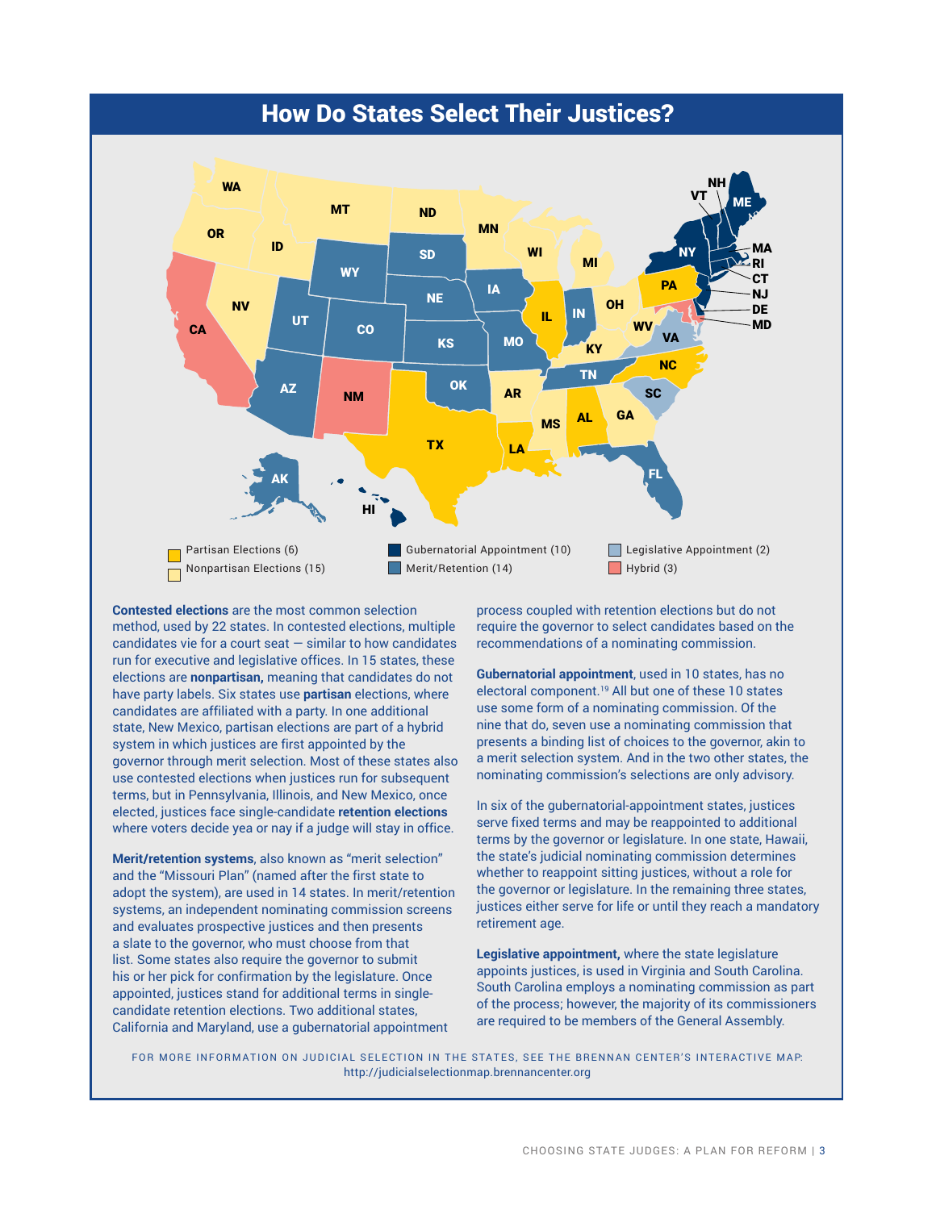## How Do States Select Their Justices?

- Partisan Elections (6)
- Nonpartisan Elections (15)
- Gubernatorial Appointment (10)
- Merit/Retention (14)
- Legislative Appointment (2)
- Hybrid (3)

**Contested elections** are the most common selection method, used by 22 states. In contested elections, multiple candidates vie for a court seat — similar to how candidates run for executive and legislative offices. In 15 states, these elections are **nonpartisan,** meaning that candidates do not have party labels. Six states use **partisan** elections, where candidates are affiliated with a party. In one additional state, New Mexico, partisan elections are part of a hybrid system in which justices are first appointed by the governor through merit selection. Most of these states also use contested elections when justices run for subsequent terms, but in Pennsylvania, Illinois, and New Mexico, once elected, justices face single-candidate **retention elections** where voters decide yea or nay if a judge will stay in office.

**Merit/retention systems**, also known as "merit selection" and the "Missouri Plan" (named after the first state to adopt the system), are used in 14 states. In merit/retention systems, an independent nominating commission screens and evaluates prospective justices and then presents a slate to the governor, who must choose from that list. Some states also require the governor to submit his or her pick for confirmation by the legislature. Once appointed, justices stand for additional terms in single-candidate retention elections. Two additional states, California and Maryland, use a gubernatorial appointment process coupled with retention elections but do not require the governor to select candidates based on the recommendations of a nominating commission.

**Gubernatorial appointment**, used in 10 states, has no electoral component.[19] All but one of these 10 states use some form of a nominating commission. Of the nine that do, seven use a nominating commission that presents a binding list of choices to the governor, akin to a merit selection system. And in the two other states, the nominating commission's selections are only advisory.

In six of the gubernatorial-appointment states, justices serve fixed terms and may be reappointed to additional terms by the governor or legislature. In one state, Hawaii, the state's judicial nominating commission determines whether to reappoint sitting justices, without a role for the governor or legislature. In the remaining three states, justices either serve for life or until they reach a mandatory retirement age.

**Legislative appointment,** where the state legislature appoints justices, is used in Virginia and South Carolina. South Carolina employs a nominating commission as part of the process; however, the majority of its commissioners are required to be members of the General Assembly.

FOR MORE INFORMATION ON JUDICIAL SELECTION IN THE STATES, SEE THE BRENNAN CENTER'S INTERACTIVE MAP: http://judicialselectionmap.brennancenter.org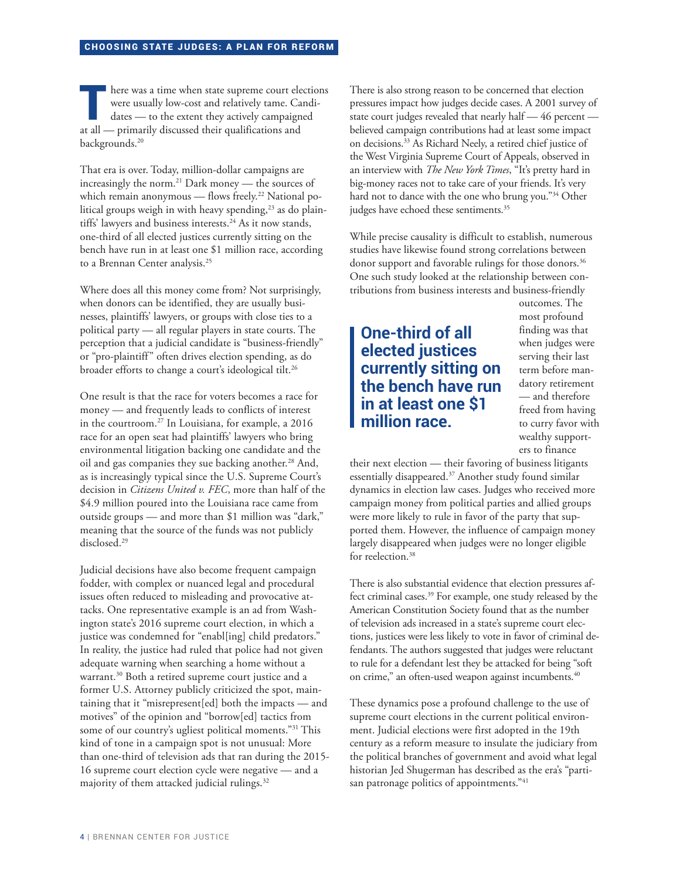There was a time when state supreme court elections were usually tame. Candidates — to the extent they actively campaigned at all — primarily discussed their qualifications and backgrounds.[20]

That era is over. Today, million-dollar campaigns are increasingly the norm.[21] Dark money — the sources of which remain anonymous — flows freely.[22] National political groups weigh in with heavy spending,[23] as do plaintiffs' lawyers and business interests.[24] As it now stands, one-third of all elected justices currently sitting on the bench have run in at least one $1 million race, according to a Brennan Center analysis.[25]

Where does all this money come from? Not surprisingly, when donors can be identified, they are usually businesses, plaintiffs' lawyers, or groups with close ties to a political party — all regular players in state courts. The perception that a judicial candidate is "business-friendly" or "pro-plaintiff" often drives election spending, as do broader efforts to change a court's ideological tilt.[26]

One result is that the race for voters becomes a race for money — and frequently leads to conflicts of interest in the courtroom.[27] In Louisiana, for example, a 2016 race for an open seat had plaintiffs' lawyers who bring environmental litigation backing one candidate and the oil and gas companies they sue backing another.[28] And, as is increasingly typical since the U.S. Supreme Court's decision in *Citizens United v. FEC*, more than half of the $4.9 million poured into the Louisiana race came from outside groups — and more than $1 million was "dark," meaning that the source of the funds was not publicly disclosed.[29]

Judicial decisions have also become frequent campaign fodder, with complex or nuanced legal and procedural issues often reduced to misleading and provocative attacks. One representative example is an ad from Washington state's 2016 supreme court election, in which a justice was condemned for "enabl[ing] child predators." In reality, the justice had ruled that police had not given adequate warning when searching a home without a warrant.[30] Both a retired supreme court justice and a former U.S. Attorney publicly criticized the spot, maintaining that it "misrepresent[ed] both the impacts — and motives" of the opinion and "borrow[ed] tactics from some of our country's ugliest political moments."[31] This kind of tone in a campaign spot is not unusual: More than one-third of television ads that ran during the 2015-16 supreme court election cycle were negative — and a majority of them attacked judicial rulings.[32]

There is also strong reason to be concerned that election pressures impact how judges decide cases. A 2001 survey of state court judges revealed that nearly half — 46 percent — believed campaign contributions had at least some impact on decisions.[33] As Richard Neely, a retired chief justice of the West Virginia Supreme Court of Appeals, observed in an interview with *The New York Times*, "It's pretty hard in big-money races not to take care of your friends. It's very hard not to dance with the one who brung you."[34] Other judges have echoed these sentiments.[35]

While precise causality is difficult to establish, numerous studies have likewise found strong correlations between donor support and favorable rulings for those donors.[36] One such study looked at the relationship between contributions from business interests and business-friendly outcomes. The most profound finding was that when judges were serving their last term before mandatory retirement — and therefore freed from having to curry favor with wealthy supporters to finance their next election — their favoring of business litigants essentially disappeared.[37] Another study found similar dynamics in election law cases. Judges who received more campaign money from political parties and allied groups were more likely to rule in favor of the party that supported them. However, the influence of campaign money largely disappeared when judges were no longer eligible for reelection.[38]

**One-third of all elected justices currently sitting on the bench have run in at least one $1 million race.**

There is also substantial evidence that election pressures affect criminal cases.[39] For example, one study released by the American Constitution Society found that as the number of television ads increased in a state's supreme court elections, justices were less likely to vote in favor of criminal defendants. The authors suggested that judges were reluctant to rule for a defendant lest they be attacked for being "soft on crime," an often-used weapon against incumbents.[40]

These dynamics pose a profound challenge to the use of supreme court elections in the current political environment. Judicial elections were first adopted in the 19th century as a reform measure to insulate the judiciary from the political branches of government and avoid what legal historian Jed Shugerman has described as the era's "partisan patronage politics of appointments."[41]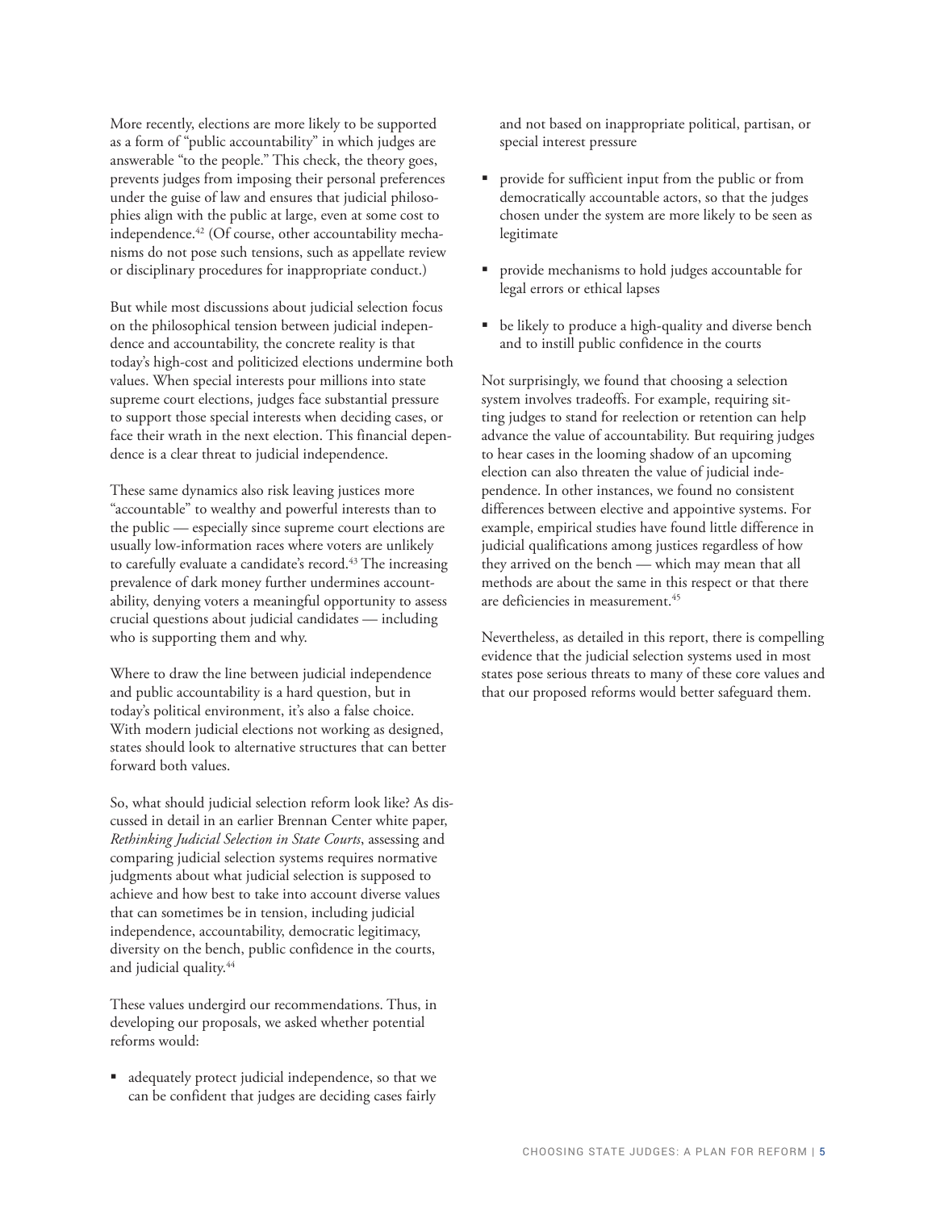More recently, elections are more likely to be supported as a form of "public accountability" in which judges are answerable "to the people." This check, the theory goes, prevents judges from imposing their personal preferences under the guise of law and ensures that judicial philosophies align with the public at large, even at some cost to independence.[42] (Of course, other accountability mechanisms do not pose such tensions, such as appellate review or disciplinary procedures for inappropriate conduct.)

But while most discussions about judicial selection focus on the philosophical tension between judicial independence and accountability, the concrete reality is that today's high-cost and politicized elections undermine both values. When special interests pour millions into state supreme court elections, judges face substantial pressure to support those special interests when deciding cases, or face their wrath in the next election. This financial dependence is a clear threat to judicial independence.

These same dynamics also risk leaving justices more "accountable" to wealthy and powerful interests than to the public — especially since supreme court elections are usually low-information races where voters are unlikely to carefully evaluate a candidate's record.[43] The increasing prevalence of dark money further undermines accountability, denying voters a meaningful opportunity to assess crucial questions about judicial candidates — including who is supporting them and why.

Where to draw the line between judicial independence and public accountability is a hard question, but in today's political environment, it's also a false choice. With modern judicial elections not working as designed, states should look to alternative structures that can better forward both values.

So, what should judicial selection reform look like? As discussed in detail in an earlier Brennan Center white paper, *Rethinking Judicial Selection in State Courts*, assessing and comparing judicial selection systems requires normative judgments about what judicial selection is supposed to achieve and how best to take into account diverse values that can sometimes be in tension, including judicial independence, accountability, democratic legitimacy, diversity on the bench, public confidence in the courts, and judicial quality.[44]

These values undergird our recommendations. Thus, in developing our proposals, we asked whether potential reforms would:

- adequately protect judicial independence, so that we can be confident that judges are deciding cases fairly and not based on inappropriate political, partisan, or special interest pressure
- provide for sufficient input from the public or from democratically accountable actors, so that the judges chosen under the system are more likely to be seen as legitimate
- provide mechanisms to hold judges accountable for legal errors or ethical lapses
- be likely to produce a high-quality and diverse bench and to instill public confidence in the courts

Not surprisingly, we found that choosing a selection system involves tradeoffs. For example, requiring sitting judges to stand for reelection or retention can help advance the value of accountability. But requiring judges to hear cases in the looming shadow of an upcoming election can also threaten the value of judicial independence. In other instances, we found no consistent differences between elective and appointive systems. For example, empirical studies have found little difference in judicial qualifications among justices regardless of how they arrived on the bench — which may mean that all methods are about the same in this respect or that there are deficiencies in measurement.[45]

Nevertheless, as detailed in this report, there is compelling evidence that the judicial selection systems used in most states pose serious threats to many of these core values and that our proposed reforms would better safeguard them.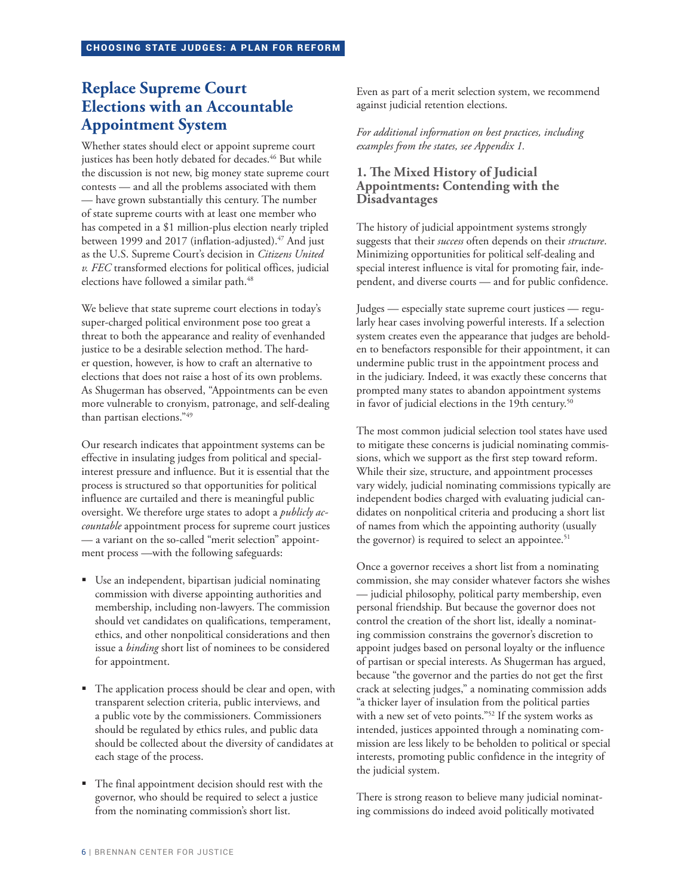## Replace Supreme Court Elections with an Accountable Appointment System

Whether states should elect or appoint supreme court justices has been hotly debated for decades.[46] But while the discussion is not new, big money state supreme court contests — and all the problems associated with them — have grown substantially this century. The number of state supreme courts with at least one member who has competed in a $1 million-plus election nearly tripled between 1999 and 2017 (inflation-adjusted).[47] And just as the U.S. Supreme Court's decision in *Citizens United v. FEC* transformed elections for political offices, judicial elections have followed a similar path.[48]

We believe that state supreme court elections in today's super-charged political environment pose too great a threat to both the appearance and reality of evenhanded justice to be a desirable selection method. The harder question, however, is how to craft an alternative to elections that does not raise a host of its own problems. As Shugerman has observed, "Appointments can be even more vulnerable to cronyism, patronage, and self-dealing than partisan elections."[49]

Our research indicates that appointment systems can be effective in insulating judges from political and special-interest pressure and influence. But it is essential that the process is structured so that opportunities for political influence are curtailed and there is meaningful public oversight. We therefore urge states to adopt a *publicly accountable* appointment process for supreme court justices — a variant on the so-called "merit selection" appointment process —with the following safeguards:

- Use an independent, bipartisan judicial nominating commission with diverse appointing authorities and membership, including non-lawyers. The commission should vet candidates on qualifications, temperament, ethics, and other nonpolitical considerations and then issue a *binding* short list of nominees to be considered for appointment.
- The application process should be clear and open, with transparent selection criteria, public interviews, and a public vote by the commissioners. Commissioners should be regulated by ethics rules, and public data should be collected about the diversity of candidates at each stage of the process.
- The final appointment decision should rest with the governor, who should be required to select a justice from the nominating commission's short list.

Even as part of a merit selection system, we recommend against judicial retention elections.

*For additional information on best practices, including examples from the states, see Appendix 1.*

### 1. The Mixed History of Judicial Appointments: Contending with the Disadvantages

The history of judicial appointment systems strongly suggests that their *success* often depends on their *structure*. Minimizing opportunities for political self-dealing and special interest influence is vital for promoting fair, independent, and diverse courts — and for public confidence.

Judges — especially state supreme court justices — regularly hear cases involving powerful interests. If a selection system creates even the appearance that judges are beholden to benefactors responsible for their appointment, it can undermine public trust in the appointment process and in the judiciary. Indeed, it was exactly these concerns that prompted many states to abandon appointment systems in favor of judicial elections in the 19th century.[50]

The most common judicial selection tool states have used to mitigate these concerns is judicial nominating commissions, which we support as the first step toward reform. While their size, structure, and appointment processes vary widely, judicial nominating commissions typically are independent bodies charged with evaluating judicial candidates on nonpolitical criteria and producing a short list of names from which the appointing authority (usually the governor) is required to select an appointee.[51]

Once a governor receives a short list from a nominating commission, she may consider whatever factors she wishes — judicial philosophy, political party membership, even personal friendship. But because the governor does not control the creation of the short list, ideally a nominating commission constrains the governor's discretion to appoint judges based on personal loyalty or the influence of partisan or special interests. As Shugerman has argued, because "the governor and the parties do not get the first crack at selecting judges," a nominating commission adds "a thicker layer of insulation from the political parties with a new set of veto points."[52] If the system works as intended, justices appointed through a nominating commission are less likely to be beholden to political or special interests, promoting public confidence in the integrity of the judicial system.

There is strong reason to believe many judicial nominating commissions do indeed avoid politically motivated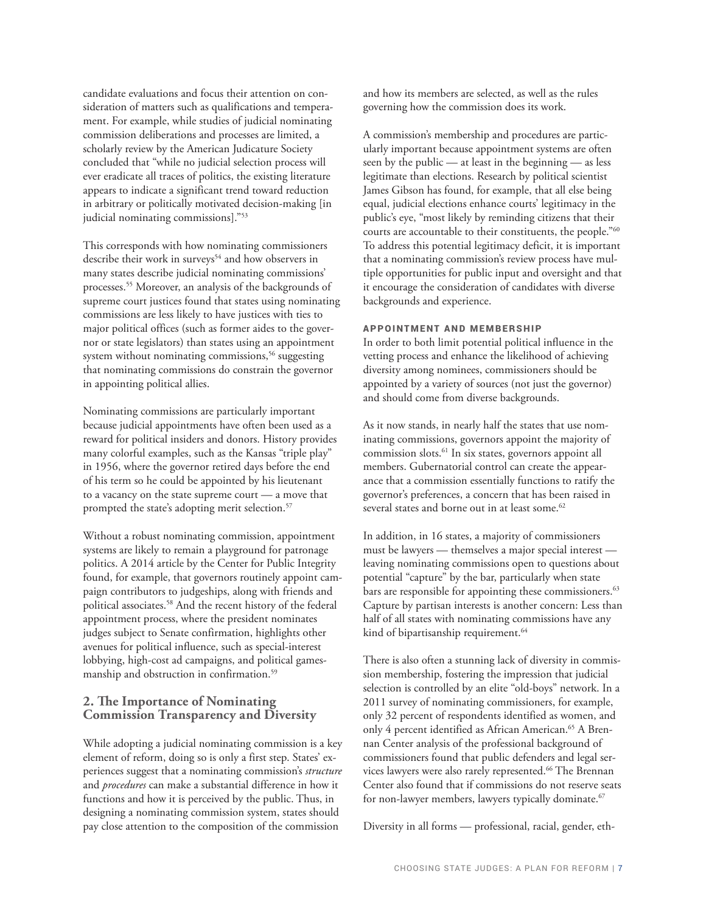candidate evaluations and focus their attention on consideration of matters such as qualifications and temperament. For example, while studies of judicial nominating commission deliberations and processes are limited, a scholarly review by the American Judicature Society concluded that "while no judicial selection process will ever eradicate all traces of politics, the existing literature appears to indicate a significant trend toward reduction in arbitrary or politically motivated decision-making [in judicial nominating commissions]."[53]

This corresponds with how nominating commissioners describe their work in surveys[54] and how observers in many states describe judicial nominating commissions' processes.[55] Moreover, an analysis of the backgrounds of supreme court justices found that states using nominating commissions are less likely to have justices with ties to major political offices (such as former aides to the governor or state legislators) than states using an appointment system without nominating commissions,[56] suggesting that nominating commissions do constrain the governor in appointing political allies.

Nominating commissions are particularly important because judicial appointments have often been used as a reward for political insiders and donors. History provides many colorful examples, such as the Kansas "triple play" in 1956, where the governor retired days before the end of his term so he could be appointed by his lieutenant to a vacancy on the state supreme court — a move that prompted the state's adopting merit selection.[57]

Without a robust nominating commission, appointment systems are likely to remain a playground for patronage politics. A 2014 article by the Center for Public Integrity found, for example, that governors routinely appoint campaign contributors to judgeships, along with friends and political associates.[58] And the recent history of the federal appointment process, where the president nominates judges subject to Senate confirmation, highlights other avenues for political influence, such as special-interest lobbying, high-cost ad campaigns, and political gamesmanship and obstruction in confirmation.[59]

## 2. The Importance of Nominating Commission Transparency and Diversity

While adopting a judicial nominating commission is a key element of reform, doing so is only a first step. States' experiences suggest that a nominating commission's *structure* and *procedures* can make a substantial difference in how it functions and how it is perceived by the public. Thus, in designing a nominating commission system, states should pay close attention to the composition of the commission and how its members are selected, as well as the rules governing how the commission does its work.

A commission's membership and procedures are particularly important because appointment systems are often seen by the public — at least in the beginning — as less legitimate than elections. Research by political scientist James Gibson has found, for example, that all else being equal, judicial elections enhance courts' legitimacy in the public's eye, "most likely by reminding citizens that their courts are accountable to their constituents, the people."[60] To address this potential legitimacy deficit, it is important that a nominating commission's review process have multiple opportunities for public input and oversight and that it encourage the consideration of candidates with diverse backgrounds and experience.

### APPOINTMENT AND MEMBERSHIP

In order to both limit potential political influence in the vetting process and enhance the likelihood of achieving diversity among nominees, commissioners should be appointed by a variety of sources (not just the governor) and should come from diverse backgrounds.

As it now stands, in nearly half the states that use nominating commissions, governors appoint the majority of commission slots.[61] In six states, governors appoint all members. Gubernatorial control can create the appearance that a commission essentially functions to ratify the governor's preferences, a concern that has been raised in several states and borne out in at least some.[62]

In addition, in 16 states, a majority of commissioners must be lawyers — themselves a major special interest — leaving nominating commissions open to questions about potential "capture" by the bar, particularly when state bars are responsible for appointing these commissioners.[63] Capture by partisan interests is another concern: Less than half of all states with nominating commissions have any kind of bipartisanship requirement.[64]

There is also often a stunning lack of diversity in commission membership, fostering the impression that judicial selection is controlled by an elite "old-boys" network. In a 2011 survey of nominating commissioners, for example, only 32 percent of respondents identified as women, and only 4 percent identified as African American.[65] A Brennan Center analysis of the professional background of commissioners found that public defenders and legal services lawyers were also rarely represented.[66] The Brennan Center also found that if commissions do not reserve seats for non-lawyer members, lawyers typically dominate.[67]

Diversity in all forms — professional, racial, gender, eth-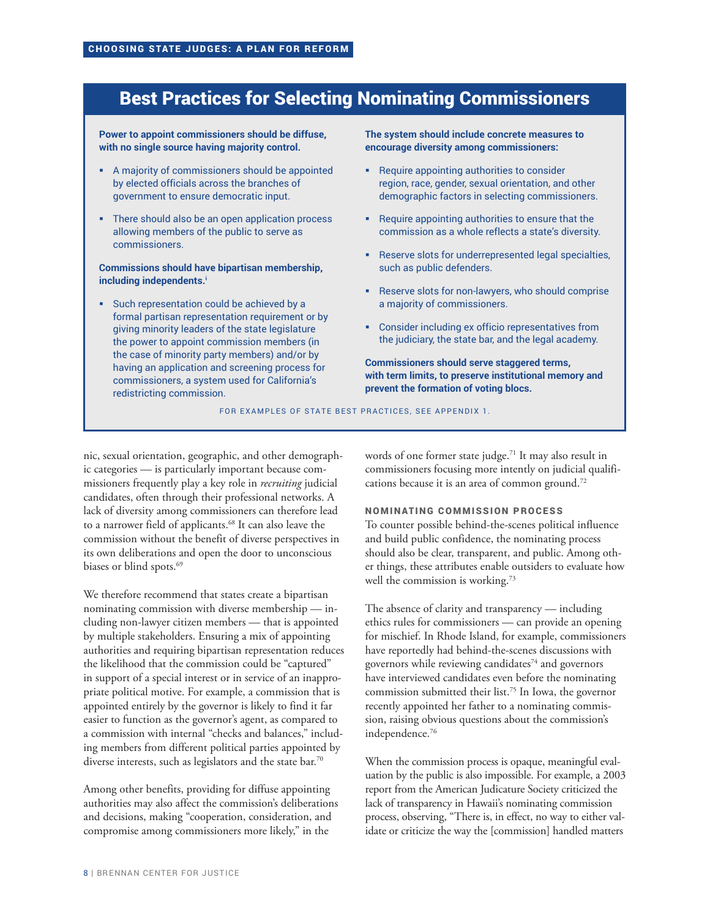## Best Practices for Selecting Nominating Commissioners

**Power to appoint commissioners should be diffuse, with no single source having majority control.**

- A majority of commissioners should be appointed by elected officials across the branches of government to ensure democratic input.
- There should also be an open application process allowing members of the public to serve as commissioners.

**Commissions should have bipartisan membership, including independents.**[i]

- Such representation could be achieved by a formal partisan representation requirement or by giving minority leaders of the state legislature the power to appoint commission members (in the case of minority party members) and/or by having an application and screening process for commissioners, a system used for California's redistricting commission.

**The system should include concrete measures to encourage diversity among commissioners:**

- Require appointing authorities to consider region, race, gender, sexual orientation, and other demographic factors in selecting commissioners.
- Require appointing authorities to ensure that the commission as a whole reflects a state's diversity.
- Reserve slots for underrepresented legal specialties, such as public defenders.
- Reserve slots for non-lawyers, who should comprise a majority of commissioners.
- Consider including ex officio representatives from the judiciary, the state bar, and the legal academy.

**Commissioners should serve staggered terms, with term limits, to preserve institutional memory and prevent the formation of voting blocs.**

FOR EXAMPLES OF STATE BEST PRACTICES, SEE APPENDIX 1.

nic, sexual orientation, geographic, and other demographic categories — is particularly important because commissioners frequently play a key role in *recruiting* judicial candidates, often through their professional networks. A lack of diversity among commissioners can therefore lead to a narrower field of applicants.[68] It can also leave the commission without the benefit of diverse perspectives in its own deliberations and open the door to unconscious biases or blind spots.[69]

We therefore recommend that states create a bipartisan nominating commission with diverse membership — including non-lawyer citizen members — that is appointed by multiple stakeholders. Ensuring a mix of appointing authorities and requiring bipartisan representation reduces the likelihood that the commission could be "captured" in support of a special interest or in service of an inappropriate political motive. For example, a commission that is appointed entirely by the governor is likely to find it far easier to function as the governor's agent, as compared to a commission with internal "checks and balances," including members from different political parties appointed by diverse interests, such as legislators and the state bar.[70]

Among other benefits, providing for diffuse appointing authorities may also affect the commission's deliberations and decisions, making "cooperation, consideration, and compromise among commissioners more likely," in the words of one former state judge.[71] It may also result in commissioners focusing more intently on judicial qualifications because it is an area of common ground.[72]

### NOMINATING COMMISSION PROCESS

To counter possible behind-the-scenes political influence and build public confidence, the nominating process should also be clear, transparent, and public. Among other things, these attributes enable outsiders to evaluate how well the commission is working.[73]

The absence of clarity and transparency — including ethics rules for commissioners — can provide an opening for mischief. In Rhode Island, for example, commissioners have reportedly had behind-the-scenes discussions with governors while reviewing candidates[74] and governors have interviewed candidates even before the nominating commission submitted their list.[75] In Iowa, the governor recently appointed her father to a nominating commission, raising obvious questions about the commission's independence.[76]

When the commission process is opaque, meaningful evaluation by the public is also impossible. For example, a 2003 report from the American Judicature Society criticized the lack of transparency in Hawaii's nominating commission process, observing, "There is, in effect, no way to either validate or criticize the way the [commission] handled matters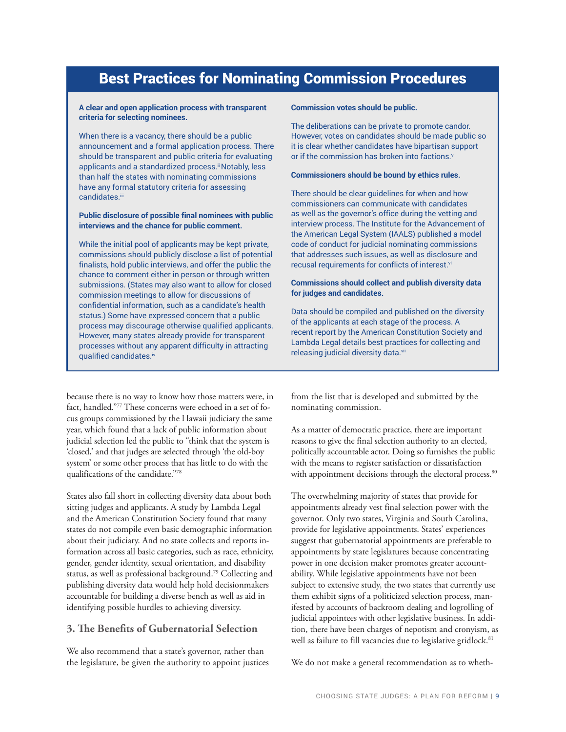## Best Practices for Nominating Commission Procedures

**A clear and open application process with transparent criteria for selecting nominees.**

When there is a vacancy, there should be a public announcement and a formal application process. There should be transparent and public criteria for evaluating applicants and a standardized process.[ii] Notably, less than half the states with nominating commissions have any formal statutory criteria for assessing candidates.[iii]

**Public disclosure of possible final nominees with public interviews and the chance for public comment.**

While the initial pool of applicants may be kept private, commissions should publicly disclose a list of potential finalists, hold public interviews, and offer the public the chance to comment either in person or through written submissions. (States may also want to allow for closed commission meetings to allow for discussions of confidential information, such as a candidate's health status.) Some have expressed concern that a public process may discourage otherwise qualified applicants. However, many states already provide for transparent processes without any apparent difficulty in attracting qualified candidates.[iv]

**Commission votes should be public.**

The deliberations can be private to promote candor. However, votes on candidates should be made public so it is clear whether candidates have bipartisan support or if the commission has broken into factions.[v]

**Commissioners should be bound by ethics rules.**

There should be clear guidelines for when and how commissioners can communicate with candidates as well as the governor's office during the vetting and interview process. The Institute for the Advancement of the American Legal System (IAALS) published a model code of conduct for judicial nominating commissions that addresses such issues, as well as disclosure and recusal requirements for conflicts of interest.[vi]

**Commissions should collect and publish diversity data for judges and candidates.**

Data should be compiled and published on the diversity of the applicants at each stage of the process. A recent report by the American Constitution Society and Lambda Legal details best practices for collecting and releasing judicial diversity data.[vii]

---

because there is no way to know how those matters were, in fact, handled."[77] These concerns were echoed in a set of focus groups commissioned by the Hawaii judiciary the same year, which found that a lack of public information about judicial selection led the public to "think that the system is 'closed,' and that judges are selected through 'the old-boy system' or some other process that has little to do with the qualifications of the candidate."[78]

States also fall short in collecting diversity data about both sitting judges and applicants. A study by Lambda Legal and the American Constitution Society found that many states do not compile even basic demographic information about their judiciary. And no state collects and reports information across all basic categories, such as race, ethnicity, gender, gender identity, sexual orientation, and disability status, as well as professional background.[79] Collecting and publishing diversity data would help hold decisionmakers accountable for building a diverse bench as well as aid in identifying possible hurdles to achieving diversity.

### 3. The Benefits of Gubernatorial Selection

We also recommend that a state's governor, rather than the legislature, be given the authority to appoint justices from the list that is developed and submitted by the nominating commission.

As a matter of democratic practice, there are important reasons to give the final selection authority to an elected, politically accountable actor. Doing so furnishes the public with the means to register satisfaction or dissatisfaction with appointment decisions through the electoral process.[80]

The overwhelming majority of states that provide for appointments already vest final selection power with the governor. Only two states, Virginia and South Carolina, provide for legislative appointments. States' experiences suggest that gubernatorial appointments are preferable to appointments by state legislatures because concentrating power in one decision maker promotes greater accountability. While legislative appointments have not been subject to extensive study, the two states that currently use them exhibit signs of a politicized selection process, manifested by accounts of backroom dealing and logrolling of judicial appointees with other legislative business. In addition, there have been charges of nepotism and cronyism, as well as failure to fill vacancies due to legislative gridlock.[81]

We do not make a general recommendation as to wheth-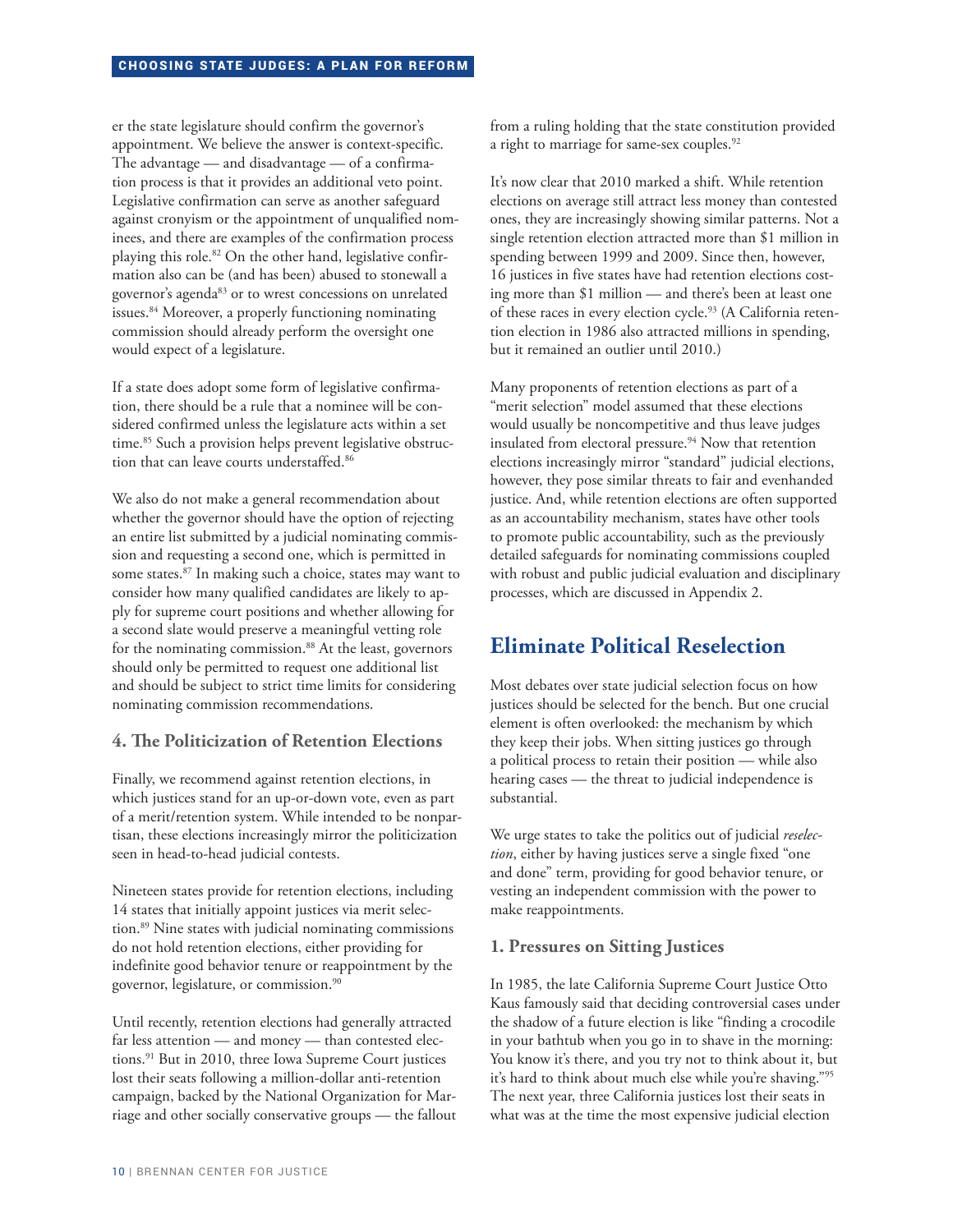er the state legislature should confirm the governor's appointment. We believe the answer is context-specific. The advantage — and disadvantage — of a confirmation process is that it provides an additional veto point. Legislative confirmation can serve as another safeguard against cronyism or the appointment of unqualified nominees, and there are examples of the confirmation process playing this role.[82] On the other hand, legislative confirmation also can be (and has been) abused to stonewall a governor's agenda[83] or to wrest concessions on unrelated issues.[84] Moreover, a properly functioning nominating commission should already perform the oversight one would expect of a legislature.

If a state does adopt some form of legislative confirmation, there should be a rule that a nominee will be considered confirmed unless the legislature acts within a set time.[85] Such a provision helps prevent legislative obstruction that can leave courts understaffed.[86]

We also do not make a general recommendation about whether the governor should have the option of rejecting an entire list submitted by a judicial nominating commission and requesting a second one, which is permitted in some states.[87] In making such a choice, states may want to consider how many qualified candidates are likely to apply for supreme court positions and whether allowing for a second slate would preserve a meaningful vetting role for the nominating commission.[88] At the least, governors should only be permitted to request one additional list and should be subject to strict time limits for considering nominating commission recommendations.

### 4. The Politicization of Retention Elections

Finally, we recommend against retention elections, in which justices stand for an up-or-down vote, even as part of a merit/retention system. While intended to be nonpartisan, these elections increasingly mirror the politicization seen in head-to-head judicial contests.

Nineteen states provide for retention elections, including 14 states that initially appoint justices via merit selection.[89] Nine states with judicial nominating commissions do not hold retention elections, either providing for indefinite good behavior tenure or reappointment by the governor, legislature, or commission.[90]

Until recently, retention elections had generally attracted far less attention — and money — than contested elections.[91] But in 2010, three Iowa Supreme Court justices lost their seats following a million-dollar anti-retention campaign, backed by the National Organization for Marriage and other socially conservative groups — the fallout from a ruling holding that the state constitution provided a right to marriage for same-sex couples.[92]

It's now clear that 2010 marked a shift. While retention elections on average still attract less money than contested ones, they are increasingly showing similar patterns. Not a single retention election attracted more than $1 million in spending between 1999 and 2009. Since then, however, 16 justices in five states have had retention elections costing more than $1 million — and there's been at least one of these races in every election cycle.[93] (A California retention election in 1986 also attracted millions in spending, but it remained an outlier until 2010.)

Many proponents of retention elections as part of a "merit selection" model assumed that these elections would usually be noncompetitive and thus leave judges insulated from electoral pressure.[94] Now that retention elections increasingly mirror "standard" judicial elections, however, they pose similar threats to fair and evenhanded justice. And, while retention elections are often supported as an accountability mechanism, states have other tools to promote public accountability, such as the previously detailed safeguards for nominating commissions coupled with robust and public judicial evaluation and disciplinary processes, which are discussed in Appendix 2.

## Eliminate Political Reselection

Most debates over state judicial selection focus on how justices should be selected for the bench. But one crucial element is often overlooked: the mechanism by which they keep their jobs. When sitting justices go through a political process to retain their position — while also hearing cases — the threat to judicial independence is substantial.

We urge states to take the politics out of judicial *reselection*, either by having justices serve a single fixed "one and done" term, providing for good behavior tenure, or vesting an independent commission with the power to make reappointments.

### 1. Pressures on Sitting Justices

In 1985, the late California Supreme Court Justice Otto Kaus famously said that deciding controversial cases under the shadow of a future election is like "finding a crocodile in your bathtub when you go in to shave in the morning: You know it's there, and you try not to think about it, but it's hard to think about much else while you're shaving."[95] The next year, three California justices lost their seats in what was at the time the most expensive judicial election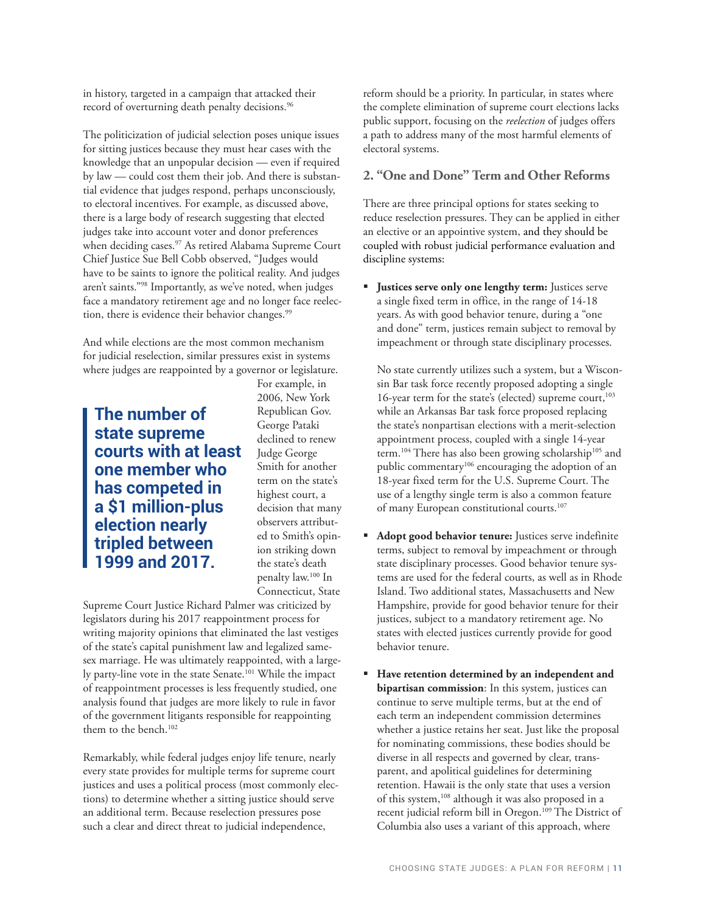in history, targeted in a campaign that attacked their record of overturning death penalty decisions.[96]

The politicization of judicial selection poses unique issues for sitting justices because they must hear cases with the knowledge that an unpopular decision — even if required by law — could cost them their job. And there is substantial evidence that judges respond, perhaps unconsciously, to electoral incentives. For example, as discussed above, there is a large body of research suggesting that elected judges take into account voter and donor preferences when deciding cases.[97] As retired Alabama Supreme Court Chief Justice Sue Bell Cobb observed, "Judges would have to be saints to ignore the political reality. And judges aren't saints."[98] Importantly, as we've noted, when judges face a mandatory retirement age and no longer face reelection, there is evidence their behavior changes.[99]

And while elections are the most common mechanism for judicial reselection, similar pressures exist in systems where judges are reappointed by a governor or legislature. For example, in 2006, New York Republican Gov. George Pataki declined to renew Judge George Smith for another term on the state's highest court, a decision that many observers attributed to Smith's opinion striking down the state's death penalty law.[100] In Connecticut, State Supreme Court Justice Richard Palmer was criticized by legislators during his 2017 reappointment process for writing majority opinions that eliminated the last vestiges of the state's capital punishment law and legalized same-sex marriage. He was ultimately reappointed, with a largely party-line vote in the state Senate.[101] While the impact of reappointment processes is less frequently studied, one analysis found that judges are more likely to rule in favor of the government litigants responsible for reappointing them to the bench.[102]

> **The number of state supreme courts with at least one member who has competed in a $1 million-plus election nearly tripled between 1999 and 2017.**

Remarkably, while federal judges enjoy life tenure, nearly every state provides for multiple terms for supreme court justices and uses a political process (most commonly elections) to determine whether a sitting justice should serve an additional term. Because reselection pressures pose such a clear and direct threat to judicial independence, reform should be a priority. In particular, in states where the complete elimination of supreme court elections lacks public support, focusing on the *reelection* of judges offers a path to address many of the most harmful elements of electoral systems.

## 2. "One and Done" Term and Other Reforms

There are three principal options for states seeking to reduce reselection pressures. They can be applied in either an elective or an appointive system, and they should be coupled with robust judicial performance evaluation and discipline systems:

- **Justices serve only one lengthy term:** Justices serve a single fixed term in office, in the range of 14-18 years. As with good behavior tenure, during a "one and done" term, justices remain subject to removal by impeachment or through state disciplinary processes.

  No state currently utilizes such a system, but a Wisconsin Bar task force recently proposed adopting a single 16-year term for the state's (elected) supreme court,[103] while an Arkansas Bar task force proposed replacing the state's nonpartisan elections with a merit-selection appointment process, coupled with a single 14-year term.[104] There has also been growing scholarship[105] and public commentary[106] encouraging the adoption of an 18-year fixed term for the U.S. Supreme Court. The use of a lengthy single term is also a common feature of many European constitutional courts.[107]

- **Adopt good behavior tenure:** Justices serve indefinite terms, subject to removal by impeachment or through state disciplinary processes. Good behavior tenure systems are used for the federal courts, as well as in Rhode Island. Two additional states, Massachusetts and New Hampshire, provide for good behavior tenure for their justices, subject to a mandatory retirement age. No states with elected justices currently provide for good behavior tenure.

- **Have retention determined by an independent and bipartisan commission**: In this system, justices can continue to serve multiple terms, but at the end of each term an independent commission determines whether a justice retains her seat. Just like the proposal for nominating commissions, these bodies should be diverse in all respects and governed by clear, transparent, and apolitical guidelines for determining retention. Hawaii is the only state that uses a version of this system,[108] although it was also proposed in a recent judicial reform bill in Oregon.[109] The District of Columbia also uses a variant of this approach, where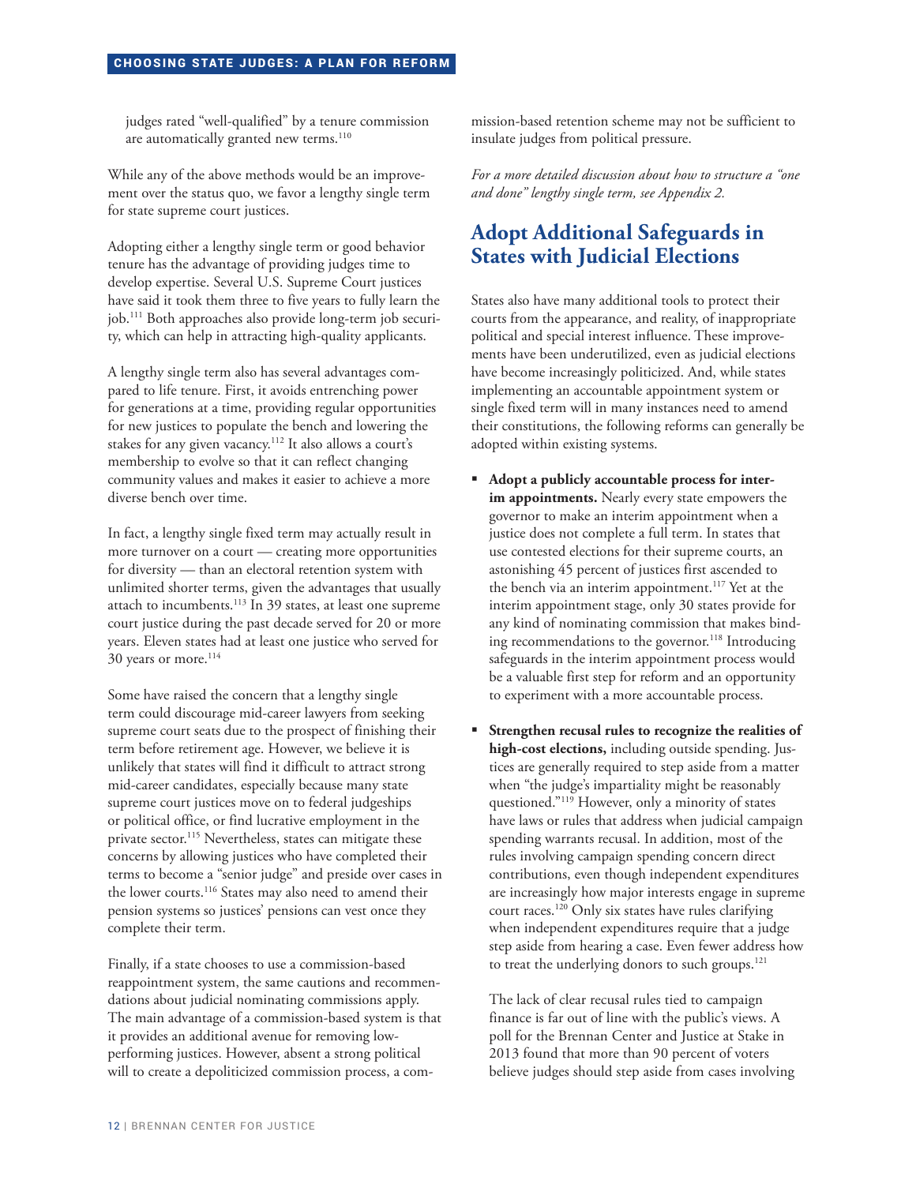judges rated "well-qualified" by a tenure commission are automatically granted new terms.[110]

While any of the above methods would be an improvement over the status quo, we favor a lengthy single term for state supreme court justices.

Adopting either a lengthy single term or good behavior tenure has the advantage of providing judges time to develop expertise. Several U.S. Supreme Court justices have said it took them three to five years to fully learn the job.[111] Both approaches also provide long-term job security, which can help in attracting high-quality applicants.

A lengthy single term also has several advantages compared to life tenure. First, it avoids entrenching power for generations at a time, providing regular opportunities for new justices to populate the bench and lowering the stakes for any given vacancy.[112] It also allows a court's membership to evolve so that it can reflect changing community values and makes it easier to achieve a more diverse bench over time.

In fact, a lengthy single fixed term may actually result in more turnover on a court — creating more opportunities for diversity — than an electoral retention system with unlimited shorter terms, given the advantages that usually attach to incumbents.[113] In 39 states, at least one supreme court justice during the past decade served for 20 or more years. Eleven states had at least one justice who served for 30 years or more.[114]

Some have raised the concern that a lengthy single term could discourage mid-career lawyers from seeking supreme court seats due to the prospect of finishing their term before retirement age. However, we believe it is unlikely that states will find it difficult to attract strong mid-career candidates, especially because many state supreme court justices move on to federal judgeships or political office, or find lucrative employment in the private sector.[115] Nevertheless, states can mitigate these concerns by allowing justices who have completed their terms to become a "senior judge" and preside over cases in the lower courts.[116] States may also need to amend their pension systems so justices' pensions can vest once they complete their term.

Finally, if a state chooses to use a commission-based reappointment system, the same cautions and recommendations about judicial nominating commissions apply. The main advantage of a commission-based system is that it provides an additional avenue for removing low-performing justices. However, absent a strong political will to create a depoliticized commission process, a commission-based retention scheme may not be sufficient to insulate judges from political pressure.

*For a more detailed discussion about how to structure a "one and done" lengthy single term, see Appendix 2.*

## Adopt Additional Safeguards in States with Judicial Elections

States also have many additional tools to protect their courts from the appearance, and reality, of inappropriate political and special interest influence. These improvements have been underutilized, even as judicial elections have become increasingly politicized. And, while states implementing an accountable appointment system or single fixed term will in many instances need to amend their constitutions, the following reforms can generally be adopted within existing systems.

- **Adopt a publicly accountable process for interim appointments.** Nearly every state empowers the governor to make an interim appointment when a justice does not complete a full term. In states that use contested elections for their supreme courts, an astonishing 45 percent of justices first ascended to the bench via an interim appointment.[117] Yet at the interim appointment stage, only 30 states provide for any kind of nominating commission that makes binding recommendations to the governor.[118] Introducing safeguards in the interim appointment process would be a valuable first step for reform and an opportunity to experiment with a more accountable process.

- **Strengthen recusal rules to recognize the realities of high-cost elections,** including outside spending. Justices are generally required to step aside from a matter when "the judge's impartiality might be reasonably questioned."[119] However, only a minority of states have laws or rules that address when judicial campaign spending warrants recusal. In addition, most of the rules involving campaign spending concern direct contributions, even though independent expenditures are increasingly how major interests engage in supreme court races.[120] Only six states have rules clarifying when independent expenditures require that a judge step aside from hearing a case. Even fewer address how to treat the underlying donors to such groups.[121]

  The lack of clear recusal rules tied to campaign finance is far out of line with the public's views. A poll for the Brennan Center and Justice at Stake in 2013 found that more than 90 percent of voters believe judges should step aside from cases involving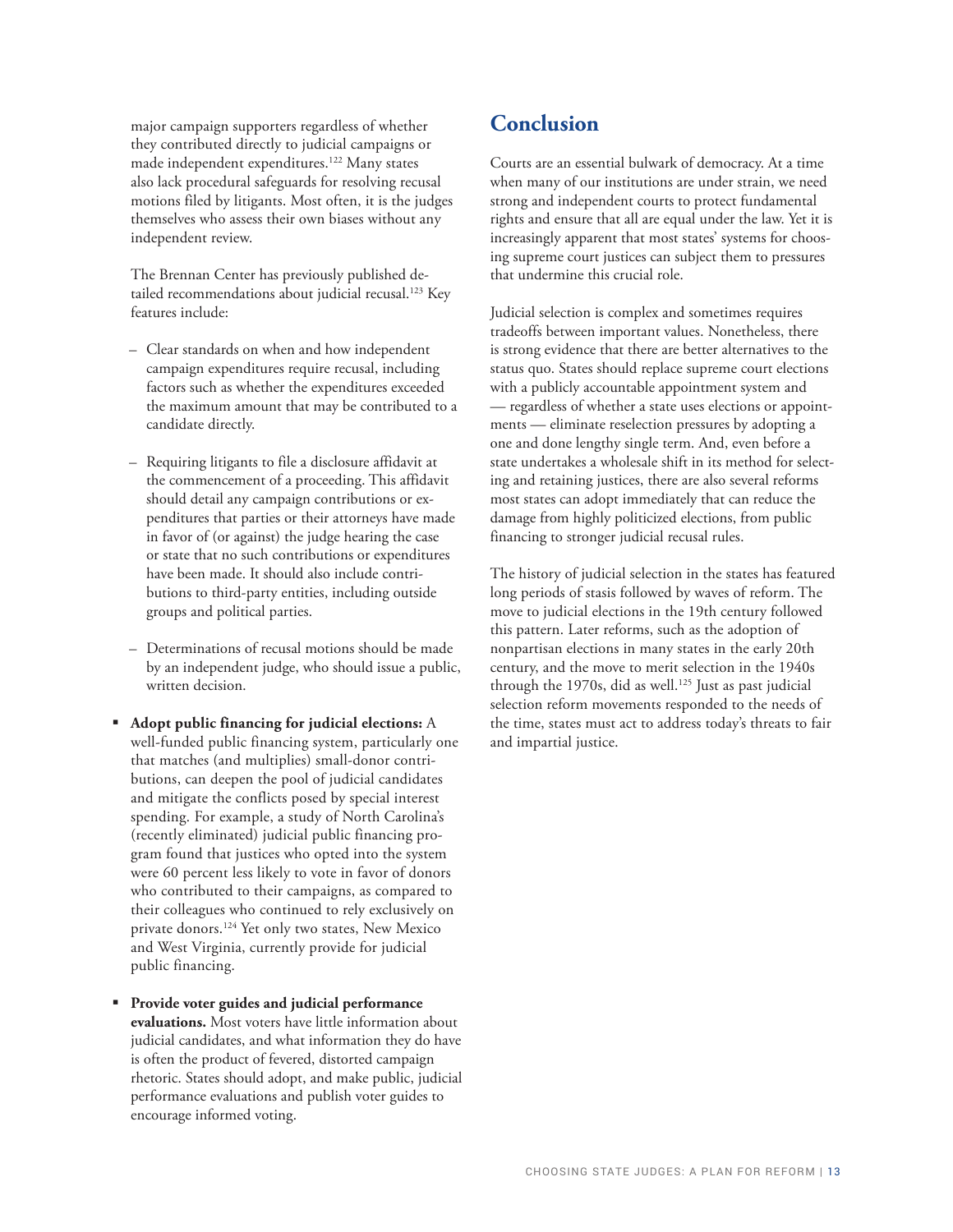major campaign supporters regardless of whether they contributed directly to judicial campaigns or made independent expenditures.[122] Many states also lack procedural safeguards for resolving recusal motions filed by litigants. Most often, it is the judges themselves who assess their own biases without any independent review.

The Brennan Center has previously published detailed recommendations about judicial recusal.[123] Key features include:

– Clear standards on when and how independent campaign expenditures require recusal, including factors such as whether the expenditures exceeded the maximum amount that may be contributed to a candidate directly.

– Requiring litigants to file a disclosure affidavit at the commencement of a proceeding. This affidavit should detail any campaign contributions or expenditures that parties or their attorneys have made in favor of (or against) the judge hearing the case or state that no such contributions or expenditures have been made. It should also include contributions to third-party entities, including outside groups and political parties.

– Determinations of recusal motions should be made by an independent judge, who should issue a public, written decision.

- **Adopt public financing for judicial elections:** A well-funded public financing system, particularly one that matches (and multiplies) small-donor contributions, can deepen the pool of judicial candidates and mitigate the conflicts posed by special interest spending. For example, a study of North Carolina's (recently eliminated) judicial public financing program found that justices who opted into the system were 60 percent less likely to vote in favor of donors who contributed to their campaigns, as compared to their colleagues who continued to rely exclusively on private donors.[124] Yet only two states, New Mexico and West Virginia, currently provide for judicial public financing.

- **Provide voter guides and judicial performance evaluations.** Most voters have little information about judicial candidates, and what information they do have is often the product of fevered, distorted campaign rhetoric. States should adopt, and make public, judicial performance evaluations and publish voter guides to encourage informed voting.

## Conclusion

Courts are an essential bulwark of democracy. At a time when many of our institutions are under strain, we need strong and independent courts to protect fundamental rights and ensure that all are equal under the law. Yet it is increasingly apparent that most states' systems for choosing supreme court justices can subject them to pressures that undermine this crucial role.

Judicial selection is complex and sometimes requires tradeoffs between important values. Nonetheless, there is strong evidence that there are better alternatives to the status quo. States should replace supreme court elections with a publicly accountable appointment system and — regardless of whether a state uses elections or appointments — eliminate reselection pressures by adopting a one and done lengthy single term. And, even before a state undertakes a wholesale shift in its method for selecting and retaining justices, there are also several reforms most states can adopt immediately that can reduce the damage from highly politicized elections, from public financing to stronger judicial recusal rules.

The history of judicial selection in the states has featured long periods of stasis followed by waves of reform. The move to judicial elections in the 19th century followed this pattern. Later reforms, such as the adoption of nonpartisan elections in many states in the early 20th century, and the move to merit selection in the 1940s through the 1970s, did as well.[125] Just as past judicial selection reform movements responded to the needs of the time, states must act to address today's threats to fair and impartial justice.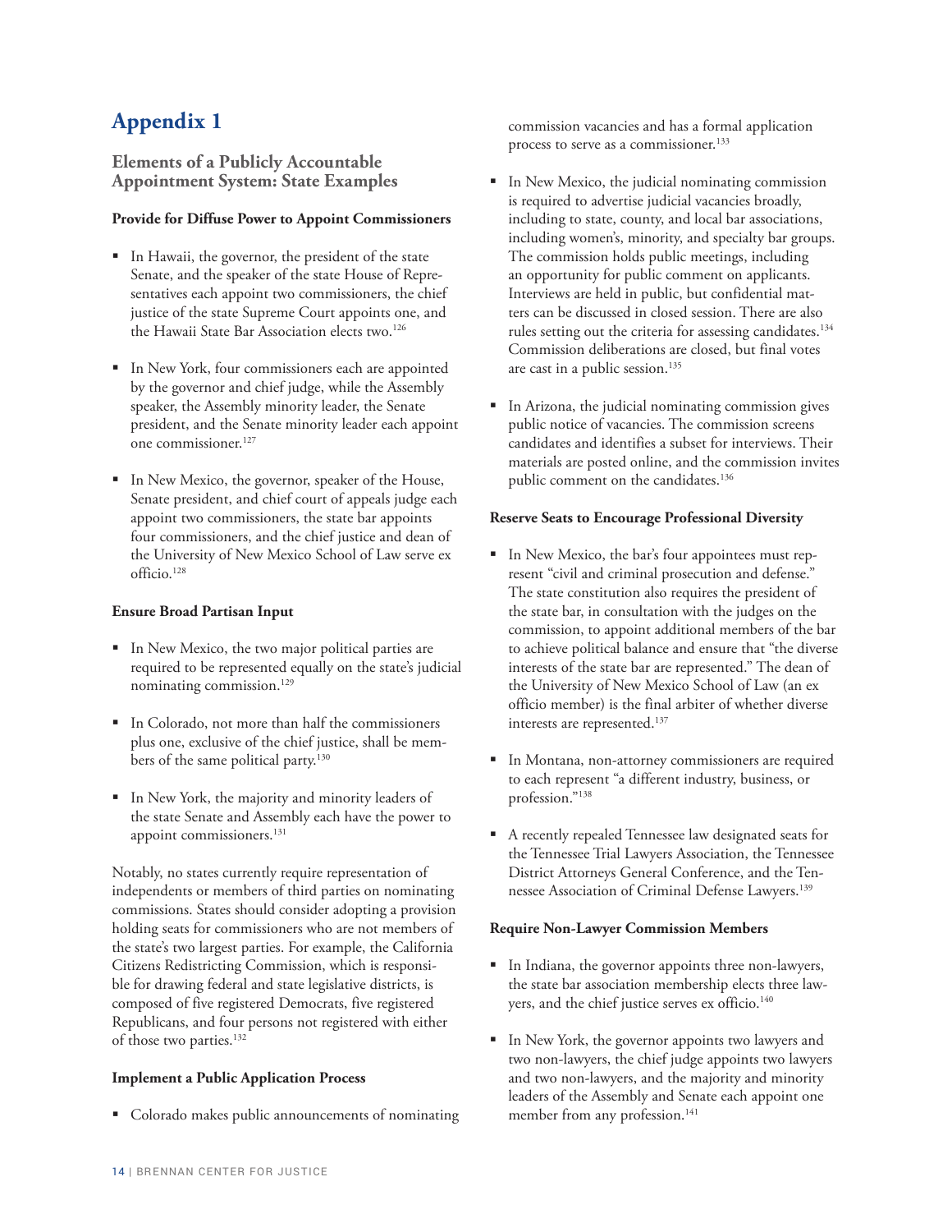# Appendix 1

## Elements of a Publicly Accountable Appointment System: State Examples

**Provide for Diffuse Power to Appoint Commissioners**

- In Hawaii, the governor, the president of the state Senate, and the speaker of the state House of Representatives each appoint two commissioners, the chief justice of the state Supreme Court appoints one, and the Hawaii State Bar Association elects two.[126]
- In New York, four commissioners each are appointed by the governor and chief judge, while the Assembly speaker, the Assembly minority leader, the Senate president, and the Senate minority leader each appoint one commissioner.[127]
- In New Mexico, the governor, speaker of the House, Senate president, and chief court of appeals judge each appoint two commissioners, the state bar appoints four commissioners, and the chief justice and dean of the University of New Mexico School of Law serve ex officio.[128]

**Ensure Broad Partisan Input**

- In New Mexico, the two major political parties are required to be represented equally on the state's judicial nominating commission.[129]
- In Colorado, not more than half the commissioners plus one, exclusive of the chief justice, shall be members of the same political party.[130]
- In New York, the majority and minority leaders of the state Senate and Assembly each have the power to appoint commissioners.[131]

Notably, no states currently require representation of independents or members of third parties on nominating commissions. States should consider adopting a provision holding seats for commissioners who are not members of the state's two largest parties. For example, the California Citizens Redistricting Commission, which is responsible for drawing federal and state legislative districts, is composed of five registered Democrats, five registered Republicans, and four persons not registered with either of those two parties.[132]

**Implement a Public Application Process**

- Colorado makes public announcements of nominating commission vacancies and has a formal application process to serve as a commissioner.[133]
- In New Mexico, the judicial nominating commission is required to advertise judicial vacancies broadly, including to state, county, and local bar associations, including women's, minority, and specialty bar groups. The commission holds public meetings, including an opportunity for public comment on applicants. Interviews are held in public, but confidential matters can be discussed in closed session. There are also rules setting out the criteria for assessing candidates.[134] Commission deliberations are closed, but final votes are cast in a public session.[135]
- In Arizona, the judicial nominating commission gives public notice of vacancies. The commission screens candidates and identifies a subset for interviews. Their materials are posted online, and the commission invites public comment on the candidates.[136]

**Reserve Seats to Encourage Professional Diversity**

- In New Mexico, the bar's four appointees must represent "civil and criminal prosecution and defense." The state constitution also requires the president of the state bar, in consultation with the judges on the commission, to appoint additional members of the bar to achieve political balance and ensure that "the diverse interests of the state bar are represented." The dean of the University of New Mexico School of Law (an ex officio member) is the final arbiter of whether diverse interests are represented.[137]
- In Montana, non-attorney commissioners are required to each represent "a different industry, business, or profession."[138]
- A recently repealed Tennessee law designated seats for the Tennessee Trial Lawyers Association, the Tennessee District Attorneys General Conference, and the Tennessee Association of Criminal Defense Lawyers.[139]

**Require Non-Lawyer Commission Members**

- In Indiana, the governor appoints three non-lawyers, the state bar association membership elects three lawyers, and the chief justice serves ex officio.[140]
- In New York, the governor appoints two lawyers and two non-lawyers, the chief judge appoints two lawyers and two non-lawyers, and the majority and minority leaders of the Assembly and Senate each appoint one member from any profession.[141]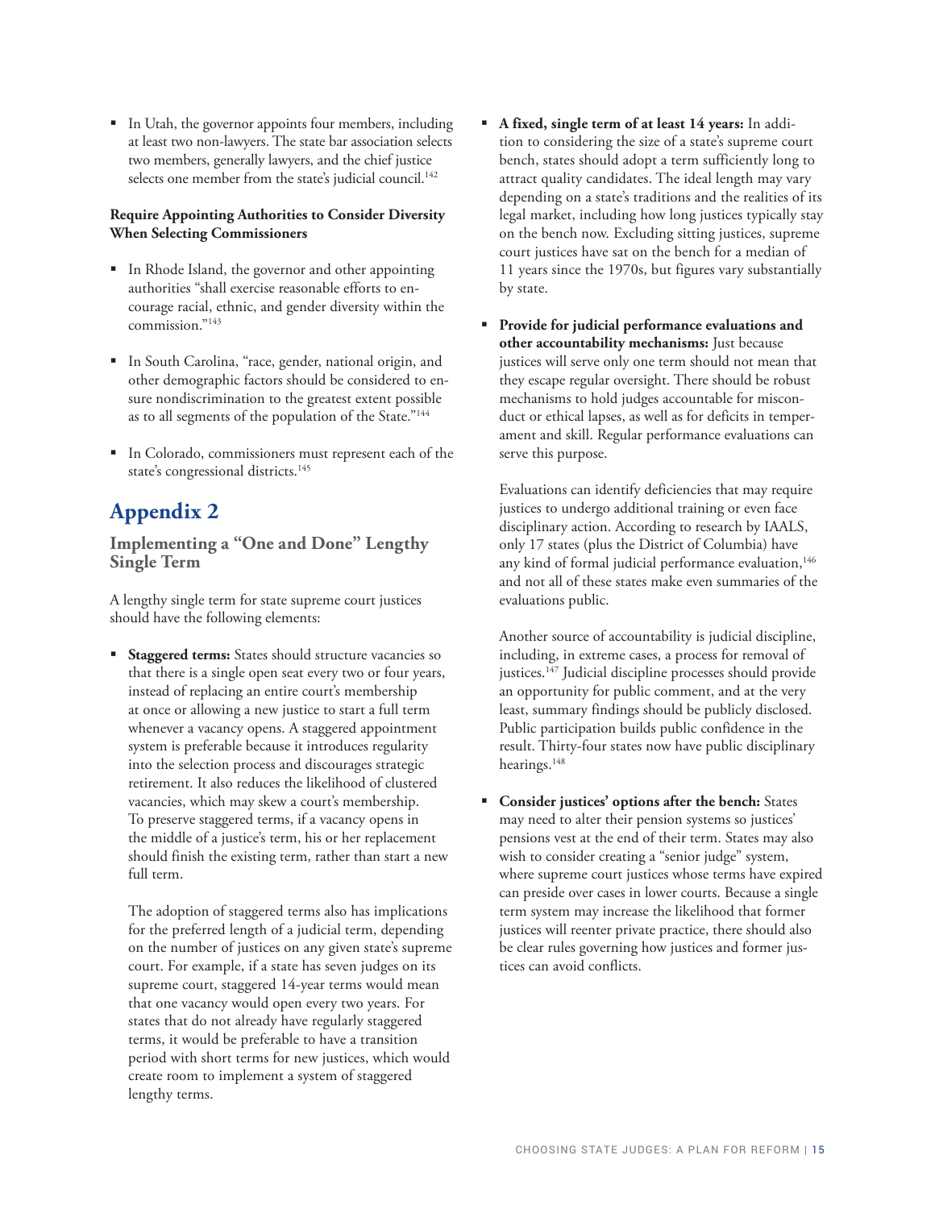- In Utah, the governor appoints four members, including at least two non-lawyers. The state bar association selects two members, generally lawyers, and the chief justice selects one member from the state's judicial council.[142]

**Require Appointing Authorities to Consider Diversity When Selecting Commissioners**

- In Rhode Island, the governor and other appointing authorities "shall exercise reasonable efforts to encourage racial, ethnic, and gender diversity within the commission."[143]

- In South Carolina, "race, gender, national origin, and other demographic factors should be considered to ensure nondiscrimination to the greatest extent possible as to all segments of the population of the State."[144]

- In Colorado, commissioners must represent each of the state's congressional districts.[145]

# Appendix 2

## Implementing a "One and Done" Lengthy Single Term

A lengthy single term for state supreme court justices should have the following elements:

- **Staggered terms:** States should structure vacancies so that there is a single open seat every two or four years, instead of replacing an entire court's membership at once or allowing a new justice to start a full term whenever a vacancy opens. A staggered appointment system is preferable because it introduces regularity into the selection process and discourages strategic retirement. It also reduces the likelihood of clustered vacancies, which may skew a court's membership. To preserve staggered terms, if a vacancy opens in the middle of a justice's term, his or her replacement should finish the existing term, rather than start a new full term.

  The adoption of staggered terms also has implications for the preferred length of a judicial term, depending on the number of justices on any given state's supreme court. For example, if a state has seven judges on its supreme court, staggered 14-year terms would mean that one vacancy would open every two years. For states that do not already have regularly staggered terms, it would be preferable to have a transition period with short terms for new justices, which would create room to implement a system of staggered lengthy terms.

- **A fixed, single term of at least 14 years:** In addition to considering the size of a state's supreme court bench, states should adopt a term sufficiently long to attract quality candidates. The ideal length may vary depending on a state's traditions and the realities of its legal market, including how long justices typically stay on the bench now. Excluding sitting justices, supreme court justices have sat on the bench for a median of 11 years since the 1970s, but figures vary substantially by state.

- **Provide for judicial performance evaluations and other accountability mechanisms:** Just because justices will serve only one term should not mean that they escape regular oversight. There should be robust mechanisms to hold judges accountable for misconduct or ethical lapses, as well as for deficits in temperament and skill. Regular performance evaluations can serve this purpose.

  Evaluations can identify deficiencies that may require justices to undergo additional training or even face disciplinary action. According to research by IAALS, only 17 states (plus the District of Columbia) have any kind of formal judicial performance evaluation,[146] and not all of these states make even summaries of the evaluations public.

  Another source of accountability is judicial discipline, including, in extreme cases, a process for removal of justices.[147] Judicial discipline processes should provide an opportunity for public comment, and at the very least, summary findings should be publicly disclosed. Public participation builds public confidence in the result. Thirty-four states now have public disciplinary hearings.[148]

- **Consider justices' options after the bench:** States may need to alter their pension systems so justices' pensions vest at the end of their term. States may also wish to consider creating a "senior judge" system, where supreme court justices whose terms have expired can preside over cases in lower courts. Because a single term system may increase the likelihood that former justices will reenter private practice, there should also be clear rules governing how justices and former justices can avoid conflicts.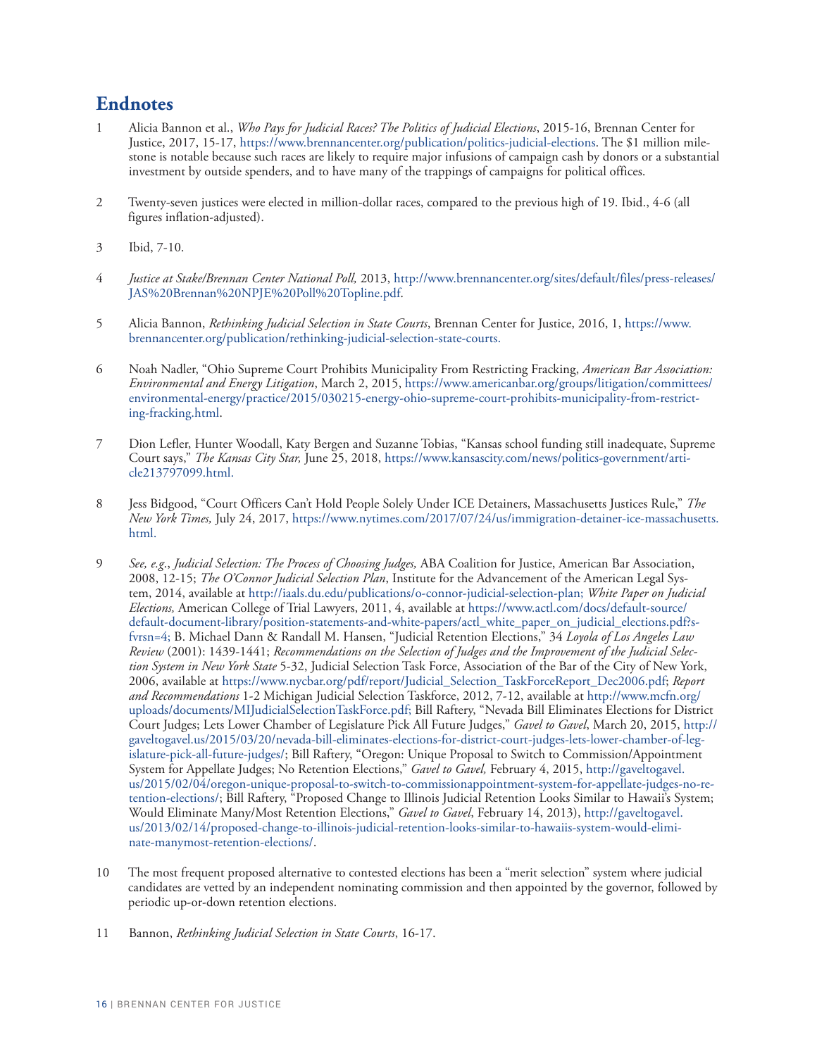## Endnotes

1 Alicia Bannon et al., *Who Pays for Judicial Races? The Politics of Judicial Elections*, 2015-16, Brennan Center for Justice, 2017, 15-17, https://www.brennancenter.org/publication/politics-judicial-elections. The $1 million milestone is notable because such races are likely to require major infusions of campaign cash by donors or a substantial investment by outside spenders, and to have many of the trappings of campaigns for political offices.

2 Twenty-seven justices were elected in million-dollar races, compared to the previous high of 19. Ibid., 4-6 (all figures inflation-adjusted).

3 Ibid, 7-10.

4 *Justice at Stake/Brennan Center National Poll,* 2013, http://www.brennancenter.org/sites/default/files/press-releases/JAS%20Brennan%20NPJE%20Poll%20Topline.pdf.

5 Alicia Bannon, *Rethinking Judicial Selection in State Courts*, Brennan Center for Justice, 2016, 1, https://www.brennancenter.org/publication/rethinking-judicial-selection-state-courts.

6 Noah Nadler, "Ohio Supreme Court Prohibits Municipality From Restricting Fracking, *American Bar Association: Environmental and Energy Litigation*, March 2, 2015, https://www.americanbar.org/groups/litigation/committees/environmental-energy/practice/2015/030215-energy-ohio-supreme-court-prohibits-municipality-from-restricting-fracking.html.

7 Dion Lefler, Hunter Woodall, Katy Bergen and Suzanne Tobias, "Kansas school funding still inadequate, Supreme Court says," *The Kansas City Star,* June 25, 2018, https://www.kansascity.com/news/politics-government/article213797099.html.

8 Jess Bidgood, "Court Officers Can't Hold People Solely Under ICE Detainers, Massachusetts Justices Rule," *The New York Times,* July 24, 2017, https://www.nytimes.com/2017/07/24/us/immigration-detainer-ice-massachusetts.html.

9 *See, e.g*., *Judicial Selection: The Process of Choosing Judges,* ABA Coalition for Justice, American Bar Association, 2008, 12-15; *The O'Connor Judicial Selection Plan*, Institute for the Advancement of the American Legal System, 2014, available at http://iaals.du.edu/publications/o-connor-judicial-selection-plan; *White Paper on Judicial Elections,* American College of Trial Lawyers, 2011, 4, available at https://www.actl.com/docs/default-source/default-document-library/position-statements-and-white-papers/actl_white_paper_on_judicial_elections.pdf?sfvrsn=4; B. Michael Dann & Randall M. Hansen, "Judicial Retention Elections," 34 *Loyola of Los Angeles Law Review* (2001): 1439-1441; *Recommendations on the Selection of Judges and the Improvement of the Judicial Selection System in New York State* 5-32, Judicial Selection Task Force, Association of the Bar of the City of New York, 2006, available at https://www.nycbar.org/pdf/report/Judicial_Selection_TaskForceReport_Dec2006.pdf; *Report and Recommendations* 1-2 Michigan Judicial Selection Taskforce, 2012, 7-12, available at http://www.mcfn.org/uploads/documents/MIJudicialSelectionTaskForce.pdf; Bill Raftery, "Nevada Bill Eliminates Elections for District Court Judges; Lets Lower Chamber of Legislature Pick All Future Judges," *Gavel to Gavel*, March 20, 2015, http://gaveltogavel.us/2015/03/20/nevada-bill-eliminates-elections-for-district-court-judges-lets-lower-chamber-of-legislature-pick-all-future-judges/; Bill Raftery, "Oregon: Unique Proposal to Switch to Commission/Appointment System for Appellate Judges; No Retention Elections," *Gavel to Gavel,* February 4, 2015, http://gaveltogavel.us/2015/02/04/oregon-unique-proposal-to-switch-to-commissionappointment-system-for-appellate-judges-no-retention-elections/; Bill Raftery, "Proposed Change to Illinois Judicial Retention Looks Similar to Hawaii's System; Would Eliminate Many/Most Retention Elections," *Gavel to Gavel*, February 14, 2013), http://gaveltogavel.us/2013/02/14/proposed-change-to-illinois-judicial-retention-looks-similar-to-hawaiis-system-would-eliminate-manymost-retention-elections/.

10 The most frequent proposed alternative to contested elections has been a "merit selection" system where judicial candidates are vetted by an independent nominating commission and then appointed by the governor, followed by periodic up-or-down retention elections.

11 Bannon, *Rethinking Judicial Selection in State Courts*, 16-17.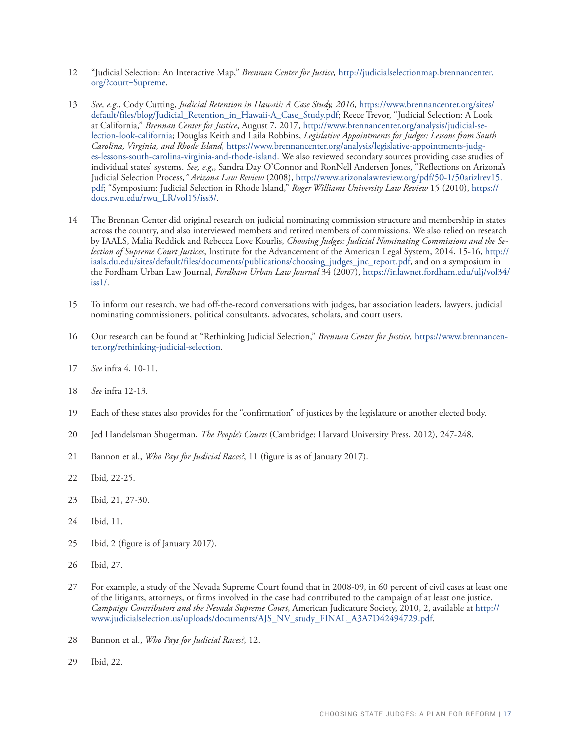12 "Judicial Selection: An Interactive Map," *Brennan Center for Justice,* http://judicialselectionmap.brennancenter.org/?court=Supreme.

13 *See, e.g.*, Cody Cutting, *Judicial Retention in Hawaii: A Case Study, 2016,* https://www.brennancenter.org/sites/default/files/blog/Judicial_Retention_in_Hawaii-A_Case_Study.pdf; Reece Trevor, "Judicial Selection: A Look at California," *Brennan Center for Justice*, August 7, 2017, http://www.brennancenter.org/analysis/judicial-selection-look-california; Douglas Keith and Laila Robbins, *Legislative Appointments for Judges: Lessons from South Carolina, Virginia, and Rhode Island,* https://www.brennancenter.org/analysis/legislative-appointments-judges-lessons-south-carolina-virginia-and-rhode-island. We also reviewed secondary sources providing case studies of individual states' systems. *See, e.g.*,, Sandra Day O'Connor and RonNell Andersen Jones, "Reflections on Arizona's Judicial Selection Process*," Arizona Law Review* (2008), http://www.arizonalawreview.org/pdf/50-1/50arizlrev15.pdf; "Symposium: Judicial Selection in Rhode Island," *Roger Williams University Law Review* 15 (2010), https://docs.rwu.edu/rwu_LR/vol15/iss3/.

14 The Brennan Center did original research on judicial nominating commission structure and membership in states across the country, and also interviewed members and retired members of commissions. We also relied on research by IAALS, Malia Reddick and Rebecca Love Kourlis, *Choosing Judges: Judicial Nominating Commissions and the Selection of Supreme Court Justices*, Institute for the Advancement of the American Legal System, 2014, 15-16, http://iaals.du.edu/sites/default/files/documents/publications/choosing_judges_jnc_report.pdf, and on a symposium in the Fordham Urban Law Journal, *Fordham Urban Law Journal* 34 (2007), https://ir.lawnet.fordham.edu/ulj/vol34/iss1/.

15 To inform our research, we had off-the-record conversations with judges, bar association leaders, lawyers, judicial nominating commissioners, political consultants, advocates, scholars, and court users.

16 Our research can be found at "Rethinking Judicial Selection," *Brennan Center for Justice,* https://www.brennancenter.org/rethinking-judicial-selection.

17 *See* infra 4, 10-11.

18 *See* infra 12-13.

19 Each of these states also provides for the "confirmation" of justices by the legislature or another elected body.

20 Jed Handelsman Shugerman, *The People's Courts* (Cambridge: Harvard University Press, 2012), 247-248.

21 Bannon et al., *Who Pays for Judicial Races?*, 11 (figure is as of January 2017).

22 Ibid*,* 22-25.

23 Ibid*,* 21, 27-30.

24 Ibid*,* 11.

25 Ibid*,* 2 (figure is of January 2017).

26 Ibid, 27.

27 For example, a study of the Nevada Supreme Court found that in 2008-09, in 60 percent of civil cases at least one of the litigants, attorneys, or firms involved in the case had contributed to the campaign of at least one justice. *Campaign Contributors and the Nevada Supreme Court*, American Judicature Society, 2010, 2, available at http://www.judicialselection.us/uploads/documents/AJS_NV_study_FINAL_A3A7D42494729.pdf.

28 Bannon et al., *Who Pays for Judicial Races?*, 12.

29 Ibid, 22.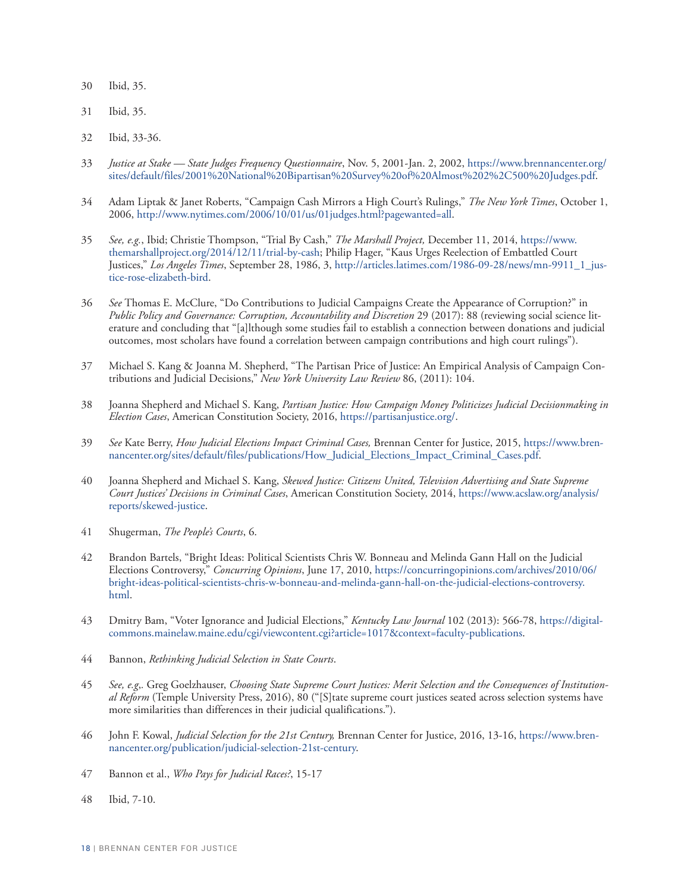30 Ibid, 35.

31 Ibid, 35.

32 Ibid, 33-36.

33 *Justice at Stake — State Judges Frequency Questionnaire*, Nov. 5, 2001-Jan. 2, 2002, https://www.brennancenter.org/sites/default/files/2001%20National%20Bipartisan%20Survey%20of%20Almost%202%2C500%20Judges.pdf.

34 Adam Liptak & Janet Roberts, "Campaign Cash Mirrors a High Court's Rulings," *The New York Times*, October 1, 2006, http://www.nytimes.com/2006/10/01/us/01judges.html?pagewanted=all.

35 *See, e.g.*, Ibid; Christie Thompson, "Trial By Cash," *The Marshall Project,* December 11, 2014, https://www.themarshallproject.org/2014/12/11/trial-by-cash; Philip Hager, "Kaus Urges Reelection of Embattled Court Justices," *Los Angeles Times*, September 28, 1986, 3, http://articles.latimes.com/1986-09-28/news/mn-9911_1_justice-rose-elizabeth-bird.

36 *See* Thomas E. McClure, "Do Contributions to Judicial Campaigns Create the Appearance of Corruption?" in *Public Policy and Governance: Corruption, Accountability and Discretion* 29 (2017): 88 (reviewing social science literature and concluding that "[a]lthough some studies fail to establish a connection between donations and judicial outcomes, most scholars have found a correlation between campaign contributions and high court rulings").

37 Michael S. Kang & Joanna M. Shepherd, "The Partisan Price of Justice: An Empirical Analysis of Campaign Contributions and Judicial Decisions," *New York University Law Review* 86, (2011): 104.

38 Joanna Shepherd and Michael S. Kang, *Partisan Justice: How Campaign Money Politicizes Judicial Decisionmaking in Election Cases*, American Constitution Society, 2016, https://partisanjustice.org/.

39 *See* Kate Berry, *How Judicial Elections Impact Criminal Cases,* Brennan Center for Justice, 2015, https://www.brennancenter.org/sites/default/files/publications/How_Judicial_Elections_Impact_Criminal_Cases.pdf.

40 Joanna Shepherd and Michael S. Kang, *Skewed Justice: Citizens United, Television Advertising and State Supreme Court Justices' Decisions in Criminal Cases*, American Constitution Society, 2014, https://www.acslaw.org/analysis/reports/skewed-justice.

41 Shugerman, *The People's Courts*, 6.

42 Brandon Bartels, "Bright Ideas: Political Scientists Chris W. Bonneau and Melinda Gann Hall on the Judicial Elections Controversy," *Concurring Opinions*, June 17, 2010, https://concurringopinions.com/archives/2010/06/bright-ideas-political-scientists-chris-w-bonneau-and-melinda-gann-hall-on-the-judicial-elections-controversy.html.

43 Dmitry Bam, "Voter Ignorance and Judicial Elections," *Kentucky Law Journal* 102 (2013): 566-78, https://digitalcommons.mainelaw.maine.edu/cgi/viewcontent.cgi?article=1017&context=faculty-publications.

44 Bannon, *Rethinking Judicial Selection in State Courts*.

45 *See, e.g*,. Greg Goelzhauser, *Choosing State Supreme Court Justices: Merit Selection and the Consequences of Institutional Reform* (Temple University Press, 2016), 80 ("[S]tate supreme court justices seated across selection systems have more similarities than differences in their judicial qualifications.").

46 John F. Kowal, *Judicial Selection for the 21st Century,* Brennan Center for Justice, 2016, 13-16, https://www.brennancenter.org/publication/judicial-selection-21st-century.

47 Bannon et al., *Who Pays for Judicial Races?*, 15-17

48 Ibid, 7-10.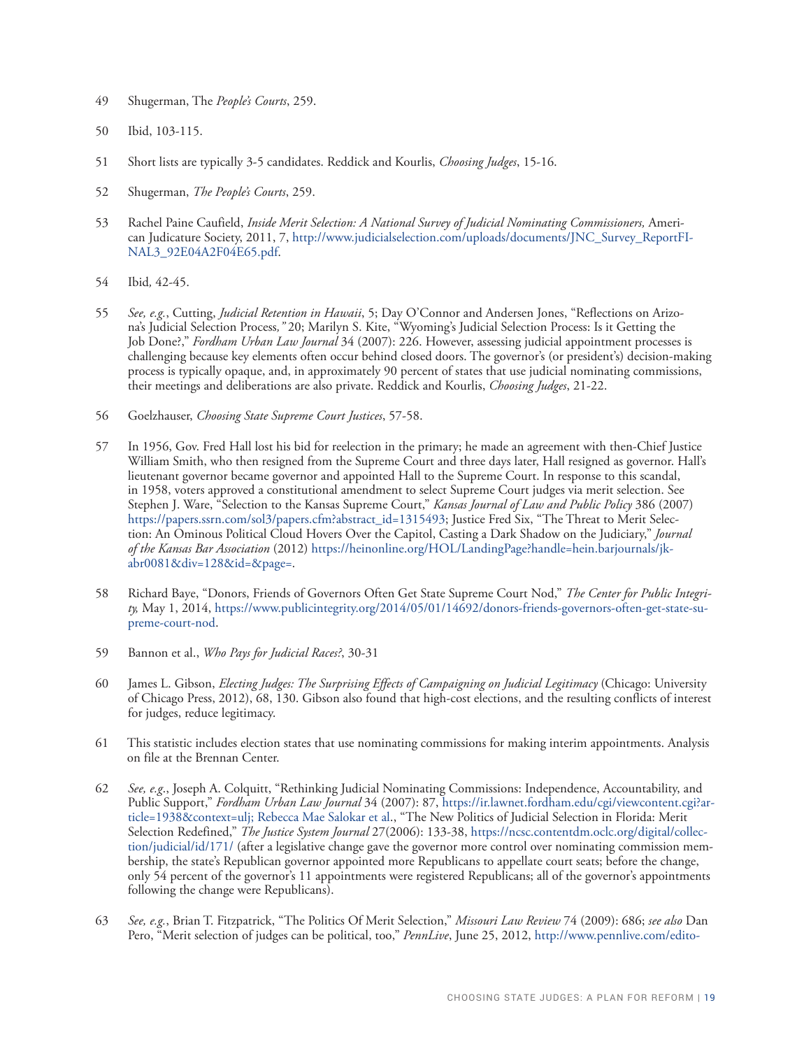49 Shugerman, The *People's Courts*, 259.

50 Ibid, 103-115.

51 Short lists are typically 3-5 candidates. Reddick and Kourlis, *Choosing Judges*, 15-16.

52 Shugerman, *The People's Courts*, 259.

53 Rachel Paine Caufield, *Inside Merit Selection: A National Survey of Judicial Nominating Commissioners,* American Judicature Society, 2011, 7, http://www.judicialselection.com/uploads/documents/JNC_Survey_ReportFINAL3_92E04A2F04E65.pdf.

54 Ibid*,* 42-45.

55 *See, e.g.*, Cutting, *Judicial Retention in Hawaii*, 5; Day O'Connor and Andersen Jones, "Reflections on Arizona's Judicial Selection Process*,"* 20; Marilyn S. Kite, "Wyoming's Judicial Selection Process: Is it Getting the Job Done?," *Fordham Urban Law Journal* 34 (2007): 226. However, assessing judicial appointment processes is challenging because key elements often occur behind closed doors. The governor's (or president's) decision-making process is typically opaque, and, in approximately 90 percent of states that use judicial nominating commissions, their meetings and deliberations are also private. Reddick and Kourlis, *Choosing Judges*, 21-22.

56 Goelzhauser, *Choosing State Supreme Court Justices*, 57-58.

57 In 1956, Gov. Fred Hall lost his bid for reelection in the primary; he made an agreement with then-Chief Justice William Smith, who then resigned from the Supreme Court and three days later, Hall resigned as governor. Hall's lieutenant governor became governor and appointed Hall to the Supreme Court. In response to this scandal, in 1958, voters approved a constitutional amendment to select Supreme Court judges via merit selection. See Stephen J. Ware, "Selection to the Kansas Supreme Court," *Kansas Journal of Law and Public Policy* 386 (2007) https://papers.ssrn.com/sol3/papers.cfm?abstract_id=1315493; Justice Fred Six, "The Threat to Merit Selection: An Ominous Political Cloud Hovers Over the Capitol, Casting a Dark Shadow on the Judiciary," *Journal of the Kansas Bar Association* (2012) https://heinonline.org/HOL/LandingPage?handle=hein.barjournals/jkabr0081&div=128&id=&page=.

58 Richard Baye, "Donors, Friends of Governors Often Get State Supreme Court Nod," *The Center for Public Integrity,* May 1, 2014, https://www.publicintegrity.org/2014/05/01/14692/donors-friends-governors-often-get-state-supreme-court-nod.

59 Bannon et al., *Who Pays for Judicial Races?*, 30-31

60 James L. Gibson, *Electing Judges: The Surprising Effects of Campaigning on Judicial Legitimacy* (Chicago: University of Chicago Press, 2012), 68, 130. Gibson also found that high-cost elections, and the resulting conflicts of interest for judges, reduce legitimacy.

61 This statistic includes election states that use nominating commissions for making interim appointments. Analysis on file at the Brennan Center.

62 *See, e.g*., Joseph A. Colquitt, "Rethinking Judicial Nominating Commissions: Independence, Accountability, and Public Support," *Fordham Urban Law Journal* 34 (2007): 87, https://ir.lawnet.fordham.edu/cgi/viewcontent.cgi?article=1938&context=ulj; Rebecca Mae Salokar et al., "The New Politics of Judicial Selection in Florida: Merit Selection Redefined," *The Justice System Journal* 27(2006): 133-38, https://ncsc.contentdm.oclc.org/digital/collection/judicial/id/171/ (after a legislative change gave the governor more control over nominating commission membership, the state's Republican governor appointed more Republicans to appellate court seats; before the change, only 54 percent of the governor's 11 appointments were registered Republicans; all of the governor's appointments following the change were Republicans).

63 *See, e.g.*, Brian T. Fitzpatrick, "The Politics Of Merit Selection," *Missouri Law Review* 74 (2009): 686; *see also* Dan Pero, "Merit selection of judges can be political, too," *PennLive*, June 25, 2012, http://www.pennlive.com/edito-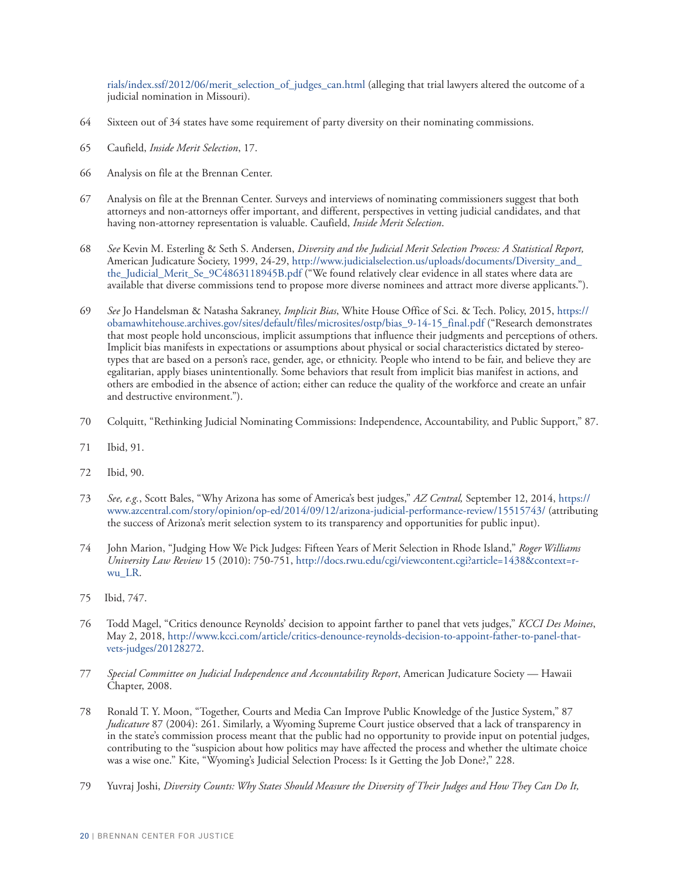rials/index.ssf/2012/06/merit_selection_of_judges_can.html (alleging that trial lawyers altered the outcome of a judicial nomination in Missouri).

64 Sixteen out of 34 states have some requirement of party diversity on their nominating commissions.

65 Caufield, *Inside Merit Selection*, 17.

66 Analysis on file at the Brennan Center.

67 Analysis on file at the Brennan Center. Surveys and interviews of nominating commissioners suggest that both attorneys and non-attorneys offer important, and different, perspectives in vetting judicial candidates, and that having non-attorney representation is valuable. Caufield, *Inside Merit Selection*.

68 *See* Kevin M. Esterling & Seth S. Andersen, *Diversity and the Judicial Merit Selection Process: A Statistical Report,* American Judicature Society, 1999, 24-29, http://www.judicialselection.us/uploads/documents/Diversity_and_the_Judicial_Merit_Se_9C4863118945B.pdf ("We found relatively clear evidence in all states where data are available that diverse commissions tend to propose more diverse nominees and attract more diverse applicants.").

69 *See* Jo Handelsman & Natasha Sakraney, *Implicit Bias*, White House Office of Sci. & Tech. Policy, 2015, https://obamawhitehouse.archives.gov/sites/default/files/microsites/ostp/bias_9-14-15_final.pdf ("Research demonstrates that most people hold unconscious, implicit assumptions that influence their judgments and perceptions of others. Implicit bias manifests in expectations or assumptions about physical or social characteristics dictated by stereotypes that are based on a person's race, gender, age, or ethnicity. People who intend to be fair, and believe they are egalitarian, apply biases unintentionally. Some behaviors that result from implicit bias manifest in actions, and others are embodied in the absence of action; either can reduce the quality of the workforce and create an unfair and destructive environment.").

70 Colquitt, "Rethinking Judicial Nominating Commissions: Independence, Accountability, and Public Support," 87.

71 Ibid, 91.

72 Ibid, 90.

73 *See, e.g.*, Scott Bales, "Why Arizona has some of America's best judges," *AZ Central,* September 12, 2014, https://www.azcentral.com/story/opinion/op-ed/2014/09/12/arizona-judicial-performance-review/15515743/ (attributing the success of Arizona's merit selection system to its transparency and opportunities for public input).

74 John Marion, "Judging How We Pick Judges: Fifteen Years of Merit Selection in Rhode Island," *Roger Williams University Law Review* 15 (2010): 750-751, http://docs.rwu.edu/cgi/viewcontent.cgi?article=1438&context=rwu_LR.

75 Ibid, 747.

76 Todd Magel, "Critics denounce Reynolds' decision to appoint farther to panel that vets judges," *KCCI Des Moines*, May 2, 2018, http://www.kcci.com/article/critics-denounce-reynolds-decision-to-appoint-father-to-panel-that-vets-judges/20128272.

77 *Special Committee on Judicial Independence and Accountability Report*, American Judicature Society — Hawaii Chapter, 2008.

78 Ronald T. Y. Moon, "Together, Courts and Media Can Improve Public Knowledge of the Justice System," 87 *Judicature* 87 (2004): 261. Similarly, a Wyoming Supreme Court justice observed that a lack of transparency in in the state's commission process meant that the public had no opportunity to provide input on potential judges, contributing to the "suspicion about how politics may have affected the process and whether the ultimate choice was a wise one." Kite, "Wyoming's Judicial Selection Process: Is it Getting the Job Done?," 228.

79 Yuvraj Joshi, *Diversity Counts: Why States Should Measure the Diversity of Their Judges and How They Can Do It,*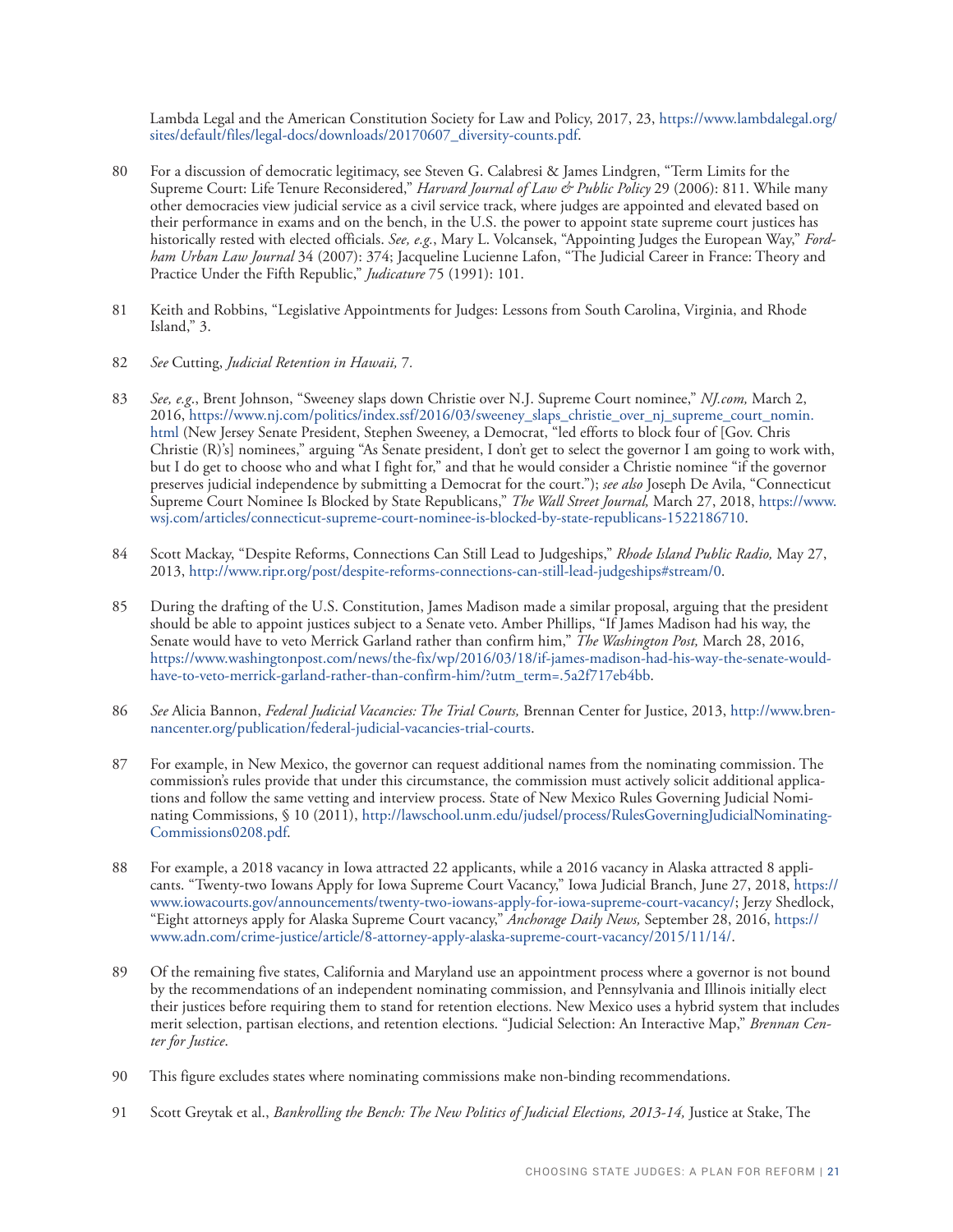Lambda Legal and the American Constitution Society for Law and Policy, 2017, 23, https://www.lambdalegal.org/sites/default/files/legal-docs/downloads/20170607_diversity-counts.pdf.

80 For a discussion of democratic legitimacy, see Steven G. Calabresi & James Lindgren, "Term Limits for the Supreme Court: Life Tenure Reconsidered," *Harvard Journal of Law & Public Policy* 29 (2006): 811. While many other democracies view judicial service as a civil service track, where judges are appointed and elevated based on their performance in exams and on the bench, in the U.S. the power to appoint state supreme court justices has historically rested with elected officials. *See, e.g.*, Mary L. Volcansek, "Appointing Judges the European Way," *Fordham Urban Law Journal* 34 (2007): 374; Jacqueline Lucienne Lafon, "The Judicial Career in France: Theory and Practice Under the Fifth Republic," *Judicature* 75 (1991): 101.

81 Keith and Robbins, "Legislative Appointments for Judges: Lessons from South Carolina, Virginia, and Rhode Island," 3.

82 *See* Cutting, *Judicial Retention in Hawaii,* 7.

83 *See, e.g.*, Brent Johnson, "Sweeney slaps down Christie over N.J. Supreme Court nominee," *NJ.com,* March 2, 2016, https://www.nj.com/politics/index.ssf/2016/03/sweeney_slaps_christie_over_nj_supreme_court_nomin.html (New Jersey Senate President, Stephen Sweeney, a Democrat, "led efforts to block four of [Gov. Chris Christie (R)'s] nominees," arguing "As Senate president, I don't get to select the governor I am going to work with, but I do get to choose who and what I fight for," and that he would consider a Christie nominee "if the governor preserves judicial independence by submitting a Democrat for the court."); *see also* Joseph De Avila, "Connecticut Supreme Court Nominee Is Blocked by State Republicans," *The Wall Street Journal,* March 27, 2018, https://www.wsj.com/articles/connecticut-supreme-court-nominee-is-blocked-by-state-republicans-1522186710.

84 Scott Mackay, "Despite Reforms, Connections Can Still Lead to Judgeships," *Rhode Island Public Radio,* May 27, 2013, http://www.ripr.org/post/despite-reforms-connections-can-still-lead-judgeships#stream/0.

85 During the drafting of the U.S. Constitution, James Madison made a similar proposal, arguing that the president should be able to appoint justices subject to a Senate veto. Amber Phillips, "If James Madison had his way, the Senate would have to veto Merrick Garland rather than confirm him," *The Washington Post,* March 28, 2016, https://www.washingtonpost.com/news/the-fix/wp/2016/03/18/if-james-madison-had-his-way-the-senate-would-have-to-veto-merrick-garland-rather-than-confirm-him/?utm_term=.5a2f717eb4bb.

86 *See* Alicia Bannon, *Federal Judicial Vacancies: The Trial Courts,* Brennan Center for Justice, 2013, http://www.brennancenter.org/publication/federal-judicial-vacancies-trial-courts.

87 For example, in New Mexico, the governor can request additional names from the nominating commission. The commission's rules provide that under this circumstance, the commission must actively solicit additional applications and follow the same vetting and interview process. State of New Mexico Rules Governing Judicial Nominating Commissions, § 10 (2011), http://lawschool.unm.edu/judsel/process/RulesGoverningJudicialNominatingCommissions0208.pdf.

88 For example, a 2018 vacancy in Iowa attracted 22 applicants, while a 2016 vacancy in Alaska attracted 8 applicants. "Twenty-two Iowans Apply for Iowa Supreme Court Vacancy," Iowa Judicial Branch, June 27, 2018, https://www.iowacourts.gov/announcements/twenty-two-iowans-apply-for-iowa-supreme-court-vacancy/; Jerzy Shedlock, "Eight attorneys apply for Alaska Supreme Court vacancy," *Anchorage Daily News,* September 28, 2016, https://www.adn.com/crime-justice/article/8-attorney-apply-alaska-supreme-court-vacancy/2015/11/14/.

89 Of the remaining five states, California and Maryland use an appointment process where a governor is not bound by the recommendations of an independent nominating commission, and Pennsylvania and Illinois initially elect their justices before requiring them to stand for retention elections. New Mexico uses a hybrid system that includes merit selection, partisan elections, and retention elections. "Judicial Selection: An Interactive Map," *Brennan Center for Justice*.

90 This figure excludes states where nominating commissions make non-binding recommendations.

91 Scott Greytak et al., *Bankrolling the Bench: The New Politics of Judicial Elections, 2013-14,* Justice at Stake, The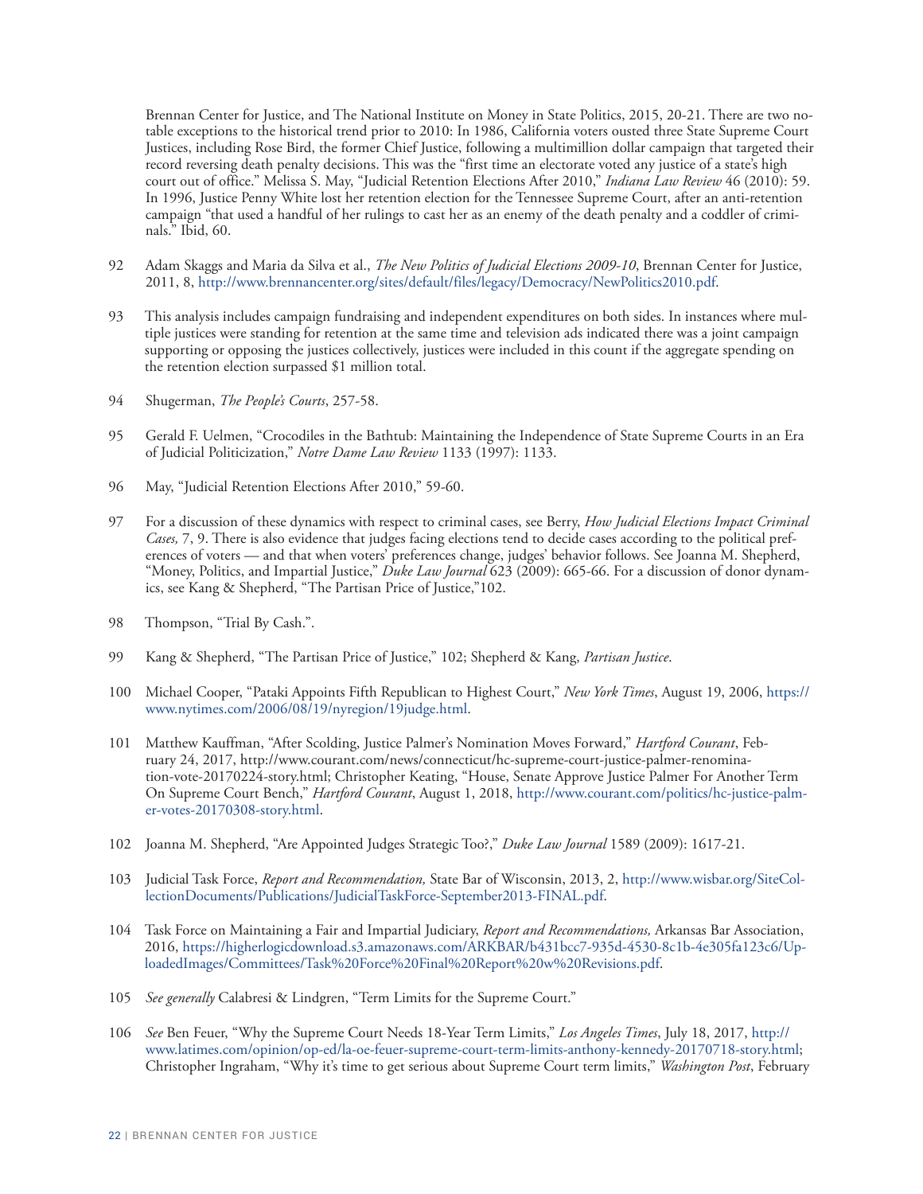Brennan Center for Justice, and The National Institute on Money in State Politics, 2015, 20-21. There are two notable exceptions to the historical trend prior to 2010: In 1986, California voters ousted three State Supreme Court Justices, including Rose Bird, the former Chief Justice, following a multimillion dollar campaign that targeted their record reversing death penalty decisions. This was the "first time an electorate voted any justice of a state's high court out of office." Melissa S. May, "Judicial Retention Elections After 2010," *Indiana Law Review* 46 (2010): 59. In 1996, Justice Penny White lost her retention election for the Tennessee Supreme Court, after an anti-retention campaign "that used a handful of her rulings to cast her as an enemy of the death penalty and a coddler of criminals." Ibid, 60.

92 Adam Skaggs and Maria da Silva et al., *The New Politics of Judicial Elections 2009-10*, Brennan Center for Justice, 2011, 8, http://www.brennancenter.org/sites/default/files/legacy/Democracy/NewPolitics2010.pdf.

93 This analysis includes campaign fundraising and independent expenditures on both sides. In instances where multiple justices were standing for retention at the same time and television ads indicated there was a joint campaign supporting or opposing the justices collectively, justices were included in this count if the aggregate spending on the retention election surpassed $1 million total.

94 Shugerman, *The People's Courts*, 257-58.

95 Gerald F. Uelmen, "Crocodiles in the Bathtub: Maintaining the Independence of State Supreme Courts in an Era of Judicial Politicization," *Notre Dame Law Review* 1133 (1997): 1133.

96 May, "Judicial Retention Elections After 2010," 59-60.

97 For a discussion of these dynamics with respect to criminal cases, see Berry, *How Judicial Elections Impact Criminal Cases,* 7, 9. There is also evidence that judges facing elections tend to decide cases according to the political preferences of voters — and that when voters' preferences change, judges' behavior follows. See Joanna M. Shepherd, "Money, Politics, and Impartial Justice," *Duke Law Journal* 623 (2009): 665-66. For a discussion of donor dynamics, see Kang & Shepherd, "The Partisan Price of Justice,"102.

98 Thompson, "Trial By Cash.".

99 Kang & Shepherd, "The Partisan Price of Justice," 102; Shepherd & Kang, *Partisan Justice*.

100 Michael Cooper, "Pataki Appoints Fifth Republican to Highest Court," *New York Times*, August 19, 2006, https://www.nytimes.com/2006/08/19/nyregion/19judge.html.

101 Matthew Kauffman, "After Scolding, Justice Palmer's Nomination Moves Forward," *Hartford Courant*, February 24, 2017, http://www.courant.com/news/connecticut/hc-supreme-court-justice-palmer-renomination-vote-20170224-story.html; Christopher Keating, "House, Senate Approve Justice Palmer For Another Term On Supreme Court Bench," *Hartford Courant*, August 1, 2018, http://www.courant.com/politics/hc-justice-palmer-votes-20170308-story.html.

102 Joanna M. Shepherd, "Are Appointed Judges Strategic Too?," *Duke Law Journal* 1589 (2009): 1617-21.

103 Judicial Task Force, *Report and Recommendation,* State Bar of Wisconsin, 2013, 2, http://www.wisbar.org/SiteCollectionDocuments/Publications/JudicialTaskForce-September2013-FINAL.pdf.

104 Task Force on Maintaining a Fair and Impartial Judiciary, *Report and Recommendations,* Arkansas Bar Association, 2016, https://higherlogicdownload.s3.amazonaws.com/ARKBAR/b431bcc7-935d-4530-8c1b-4e305fa123c6/UploadedImages/Committees/Task%20Force%20Final%20Report%20w%20Revisions.pdf.

105 *See generally* Calabresi & Lindgren, "Term Limits for the Supreme Court."

106 *See* Ben Feuer, "Why the Supreme Court Needs 18-Year Term Limits," *Los Angeles Times*, July 18, 2017, http://www.latimes.com/opinion/op-ed/la-oe-feuer-supreme-court-term-limits-anthony-kennedy-20170718-story.html; Christopher Ingraham, "Why it's time to get serious about Supreme Court term limits," *Washington Post*, February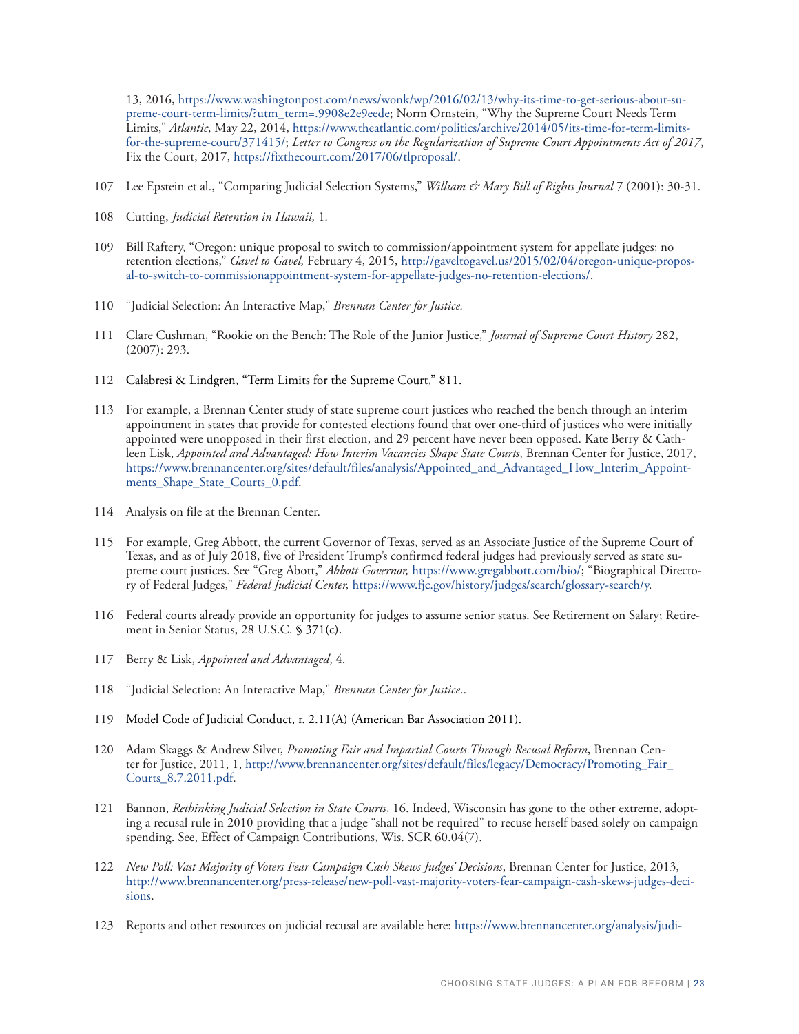13, 2016, https://www.washingtonpost.com/news/wonk/wp/2016/02/13/why-its-time-to-get-serious-about-supreme-court-term-limits/?utm_term=.9908e2e9eede; Norm Ornstein, "Why the Supreme Court Needs Term Limits," *Atlantic*, May 22, 2014, https://www.theatlantic.com/politics/archive/2014/05/its-time-for-term-limits-for-the-supreme-court/371415/; *Letter to Congress on the Regularization of Supreme Court Appointments Act of 2017*, Fix the Court, 2017, https://fixthecourt.com/2017/06/tlproposal/.

107 Lee Epstein et al., "Comparing Judicial Selection Systems," *William & Mary Bill of Rights Journal* 7 (2001): 30-31.

108 Cutting, *Judicial Retention in Hawaii,* 1.

109 Bill Raftery, "Oregon: unique proposal to switch to commission/appointment system for appellate judges; no retention elections," *Gavel to Gavel,* February 4, 2015, http://gaveltogavel.us/2015/02/04/oregon-unique-proposal-to-switch-to-commissionappointment-system-for-appellate-judges-no-retention-elections/.

110 "Judicial Selection: An Interactive Map," *Brennan Center for Justice.*

111 Clare Cushman, "Rookie on the Bench: The Role of the Junior Justice," *Journal of Supreme Court History* 282, (2007): 293.

112 Calabresi & Lindgren, "Term Limits for the Supreme Court," 811.

113 For example, a Brennan Center study of state supreme court justices who reached the bench through an interim appointment in states that provide for contested elections found that over one-third of justices who were initially appointed were unopposed in their first election, and 29 percent have never been opposed. Kate Berry & Cathleen Lisk, *Appointed and Advantaged: How Interim Vacancies Shape State Courts*, Brennan Center for Justice, 2017, https://www.brennancenter.org/sites/default/files/analysis/Appointed_and_Advantaged_How_Interim_Appointments_Shape_State_Courts_0.pdf.

114 Analysis on file at the Brennan Center.

115 For example, Greg Abbott, the current Governor of Texas, served as an Associate Justice of the Supreme Court of Texas, and as of July 2018, five of President Trump's confirmed federal judges had previously served as state supreme court justices. See "Greg Abott," *Abbott Governor,* https://www.gregabbott.com/bio/; "Biographical Directory of Federal Judges," *Federal Judicial Center,* https://www.fjc.gov/history/judges/search/glossary-search/y.

116 Federal courts already provide an opportunity for judges to assume senior status. See Retirement on Salary; Retirement in Senior Status, 28 U.S.C. § 371(c).

117 Berry & Lisk, *Appointed and Advantaged*, 4.

118 "Judicial Selection: An Interactive Map," *Brennan Center for Justice*..

119 Model Code of Judicial Conduct, r. 2.11(A) (American Bar Association 2011).

120 Adam Skaggs & Andrew Silver, *Promoting Fair and Impartial Courts Through Recusal Reform*, Brennan Center for Justice, 2011, 1, http://www.brennancenter.org/sites/default/files/legacy/Democracy/Promoting_Fair_Courts_8.7.2011.pdf.

121 Bannon, *Rethinking Judicial Selection in State Courts*, 16. Indeed, Wisconsin has gone to the other extreme, adopting a recusal rule in 2010 providing that a judge "shall not be required" to recuse herself based solely on campaign spending. See, Effect of Campaign Contributions, Wis. SCR 60.04(7).

122 *New Poll: Vast Majority of Voters Fear Campaign Cash Skews Judges' Decisions*, Brennan Center for Justice, 2013, http://www.brennancenter.org/press-release/new-poll-vast-majority-voters-fear-campaign-cash-skews-judges-decisions.

123 Reports and other resources on judicial recusal are available here: https://www.brennancenter.org/analysis/judi-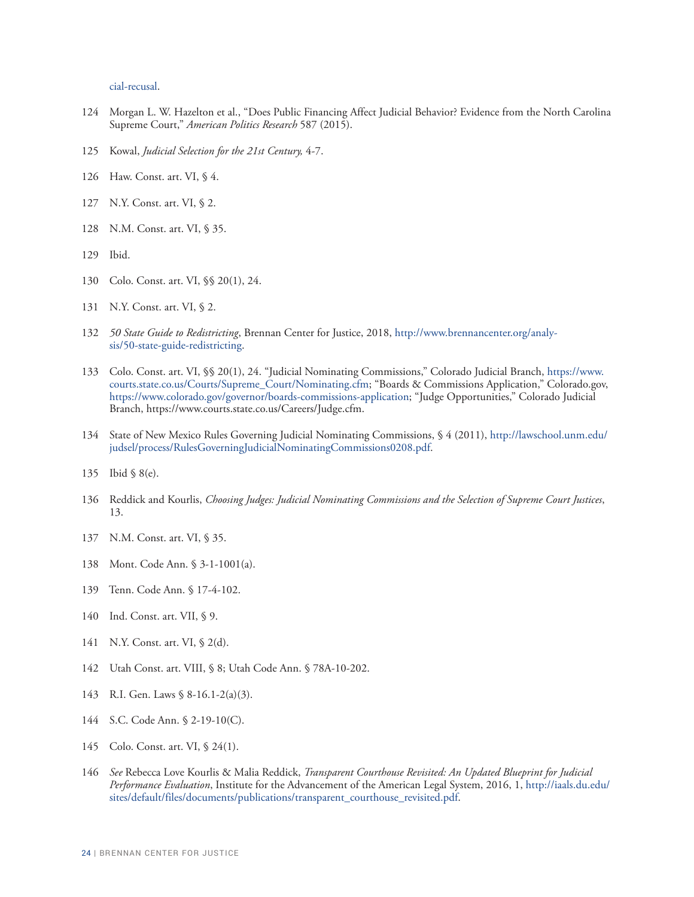cial-recusal.

124 Morgan L. W. Hazelton et al., "Does Public Financing Affect Judicial Behavior? Evidence from the North Carolina Supreme Court," *American Politics Research* 587 (2015).

125 Kowal, *Judicial Selection for the 21st Century,* 4-7.

126 Haw. Const. art. VI, § 4.

127 N.Y. Const. art. VI, § 2.

128 N.M. Const. art. VI, § 35.

129 Ibid.

130 Colo. Const. art. VI, §§ 20(1), 24.

131 N.Y. Const. art. VI, § 2.

132 *50 State Guide to Redistricting*, Brennan Center for Justice, 2018, http://www.brennancenter.org/analysis/50-state-guide-redistricting.

133 Colo. Const. art. VI, §§ 20(1), 24. "Judicial Nominating Commissions," Colorado Judicial Branch, https://www.courts.state.co.us/Courts/Supreme_Court/Nominating.cfm; "Boards & Commissions Application," Colorado.gov, https://www.colorado.gov/governor/boards-commissions-application; "Judge Opportunities," Colorado Judicial Branch, https://www.courts.state.co.us/Careers/Judge.cfm.

134 State of New Mexico Rules Governing Judicial Nominating Commissions, § 4 (2011), http://lawschool.unm.edu/judsel/process/RulesGoverningJudicialNominatingCommissions0208.pdf.

135 Ibid § 8(e).

136 Reddick and Kourlis, *Choosing Judges: Judicial Nominating Commissions and the Selection of Supreme Court Justices*, 13.

137 N.M. Const. art. VI, § 35.

138 Mont. Code Ann. § 3-1-1001(a).

139 Tenn. Code Ann. § 17-4-102.

140 Ind. Const. art. VII, § 9.

141 N.Y. Const. art. VI, § 2(d).

142 Utah Const. art. VIII, § 8; Utah Code Ann. § 78A-10-202.

143 R.I. Gen. Laws § 8-16.1-2(a)(3).

144 S.C. Code Ann. § 2-19-10(C).

145 Colo. Const. art. VI, § 24(1).

146 *See* Rebecca Love Kourlis & Malia Reddick, *Transparent Courthouse Revisited: An Updated Blueprint for Judicial Performance Evaluation*, Institute for the Advancement of the American Legal System, 2016, 1, http://iaals.du.edu/sites/default/files/documents/publications/transparent_courthouse_revisited.pdf.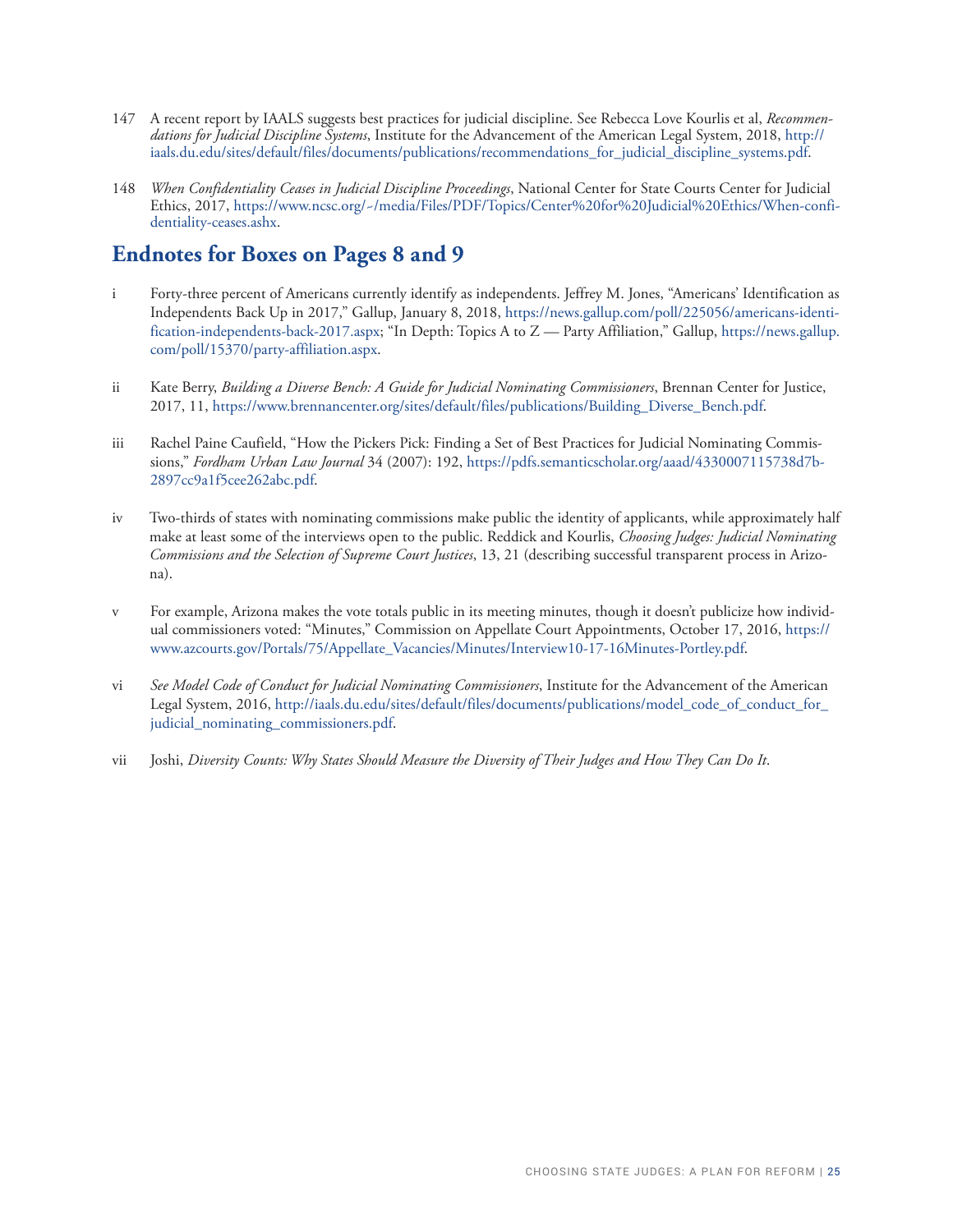147 A recent report by IAALS suggests best practices for judicial discipline. See Rebecca Love Kourlis et al, *Recommendations for Judicial Discipline Systems*, Institute for the Advancement of the American Legal System, 2018, http://iaals.du.edu/sites/default/files/documents/publications/recommendations_for_judicial_discipline_systems.pdf.

148 *When Confidentiality Ceases in Judicial Discipline Proceedings*, National Center for State Courts Center for Judicial Ethics, 2017, https://www.ncsc.org/~/media/Files/PDF/Topics/Center%20for%20Judicial%20Ethics/When-confidentiality-ceases.ashx.

## Endnotes for Boxes on Pages 8 and 9

i Forty-three percent of Americans currently identify as independents. Jeffrey M. Jones, "Americans' Identification as Independents Back Up in 2017," Gallup, January 8, 2018, https://news.gallup.com/poll/225056/americans-identification-independents-back-2017.aspx; "In Depth: Topics A to Z — Party Affiliation," Gallup, https://news.gallup.com/poll/15370/party-affiliation.aspx.

ii Kate Berry, *Building a Diverse Bench: A Guide for Judicial Nominating Commissioners*, Brennan Center for Justice, 2017, 11, https://www.brennancenter.org/sites/default/files/publications/Building_Diverse_Bench.pdf.

iii Rachel Paine Caufield, "How the Pickers Pick: Finding a Set of Best Practices for Judicial Nominating Commissions," *Fordham Urban Law Journal* 34 (2007): 192, https://pdfs.semanticscholar.org/aaad/4330007115738d7b2897cc9a1f5cee262abc.pdf.

iv Two-thirds of states with nominating commissions make public the identity of applicants, while approximately half make at least some of the interviews open to the public. Reddick and Kourlis, *Choosing Judges: Judicial Nominating Commissions and the Selection of Supreme Court Justices*, 13, 21 (describing successful transparent process in Arizona).

v For example, Arizona makes the vote totals public in its meeting minutes, though it doesn't publicize how individual commissioners voted: "Minutes," Commission on Appellate Court Appointments, October 17, 2016, https://www.azcourts.gov/Portals/75/Appellate_Vacancies/Minutes/Interview10-17-16Minutes-Portley.pdf.

vi *See Model Code of Conduct for Judicial Nominating Commissioners*, Institute for the Advancement of the American Legal System, 2016, http://iaals.du.edu/sites/default/files/documents/publications/model_code_of_conduct_for_judicial_nominating_commissioners.pdf.

vii Joshi, *Diversity Counts: Why States Should Measure the Diversity of Their Judges and How They Can Do It*.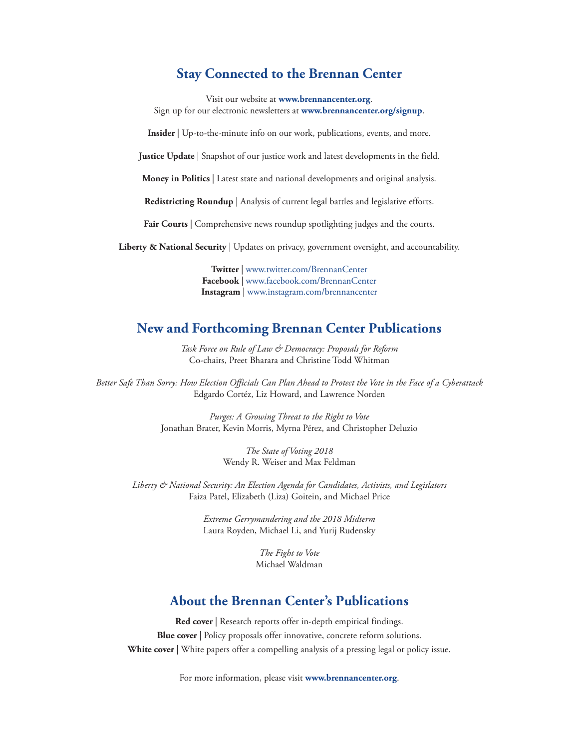## Stay Connected to the Brennan Center

Visit our website at **www.brennancenter.org**.
Sign up for our electronic newsletters at **www.brennancenter.org/signup**.

**Insider** | Up-to-the-minute info on our work, publications, events, and more.

**Justice Update** | Snapshot of our justice work and latest developments in the field.

**Money in Politics** | Latest state and national developments and original analysis.

**Redistricting Roundup** | Analysis of current legal battles and legislative efforts.

**Fair Courts** | Comprehensive news roundup spotlighting judges and the courts.

**Liberty & National Security** | Updates on privacy, government oversight, and accountability.

**Twitter** | www.twitter.com/BrennanCenter
**Facebook** | www.facebook.com/BrennanCenter
**Instagram** | www.instagram.com/brennancenter

## New and Forthcoming Brennan Center Publications

*Task Force on Rule of Law & Democracy: Proposals for Reform*
Co-chairs, Preet Bharara and Christine Todd Whitman

*Better Safe Than Sorry: How Election Officials Can Plan Ahead to Protect the Vote in the Face of a Cyberattack*
Edgardo Cortéz, Liz Howard, and Lawrence Norden

*Purges: A Growing Threat to the Right to Vote*
Jonathan Brater, Kevin Morris, Myrna Pérez, and Christopher Deluzio

*The State of Voting 2018*
Wendy R. Weiser and Max Feldman

*Liberty & National Security: An Election Agenda for Candidates, Activists, and Legislators*
Faiza Patel, Elizabeth (Liza) Goitein, and Michael Price

*Extreme Gerrymandering and the 2018 Midterm*
Laura Royden, Michael Li, and Yurij Rudensky

*The Fight to Vote*
Michael Waldman

## About the Brennan Center's Publications

**Red cover** | Research reports offer in-depth empirical findings.
**Blue cover** | Policy proposals offer innovative, concrete reform solutions.
**White cover** | White papers offer a compelling analysis of a pressing legal or policy issue.

For more information, please visit **www.brennancenter.org**.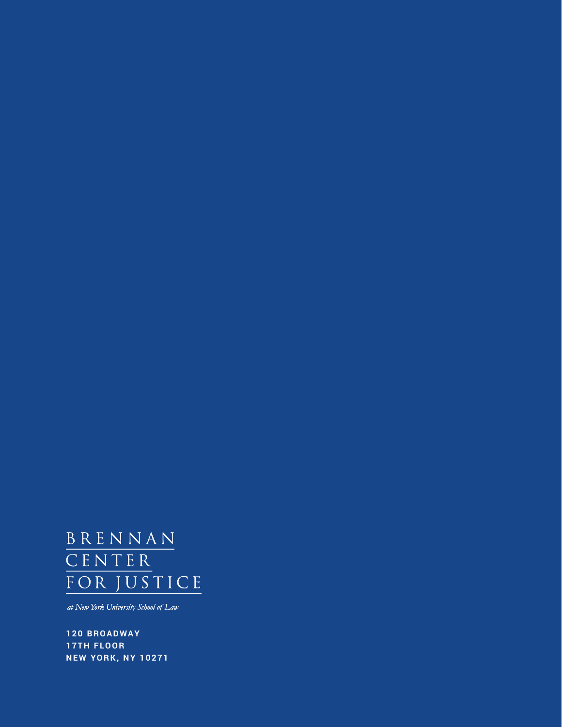BRENNAN
CENTER
FOR JUSTICE

*at New York University School of Law*

**120 BROADWAY**
**17TH FLOOR**
**NEW YORK, NY 10271**